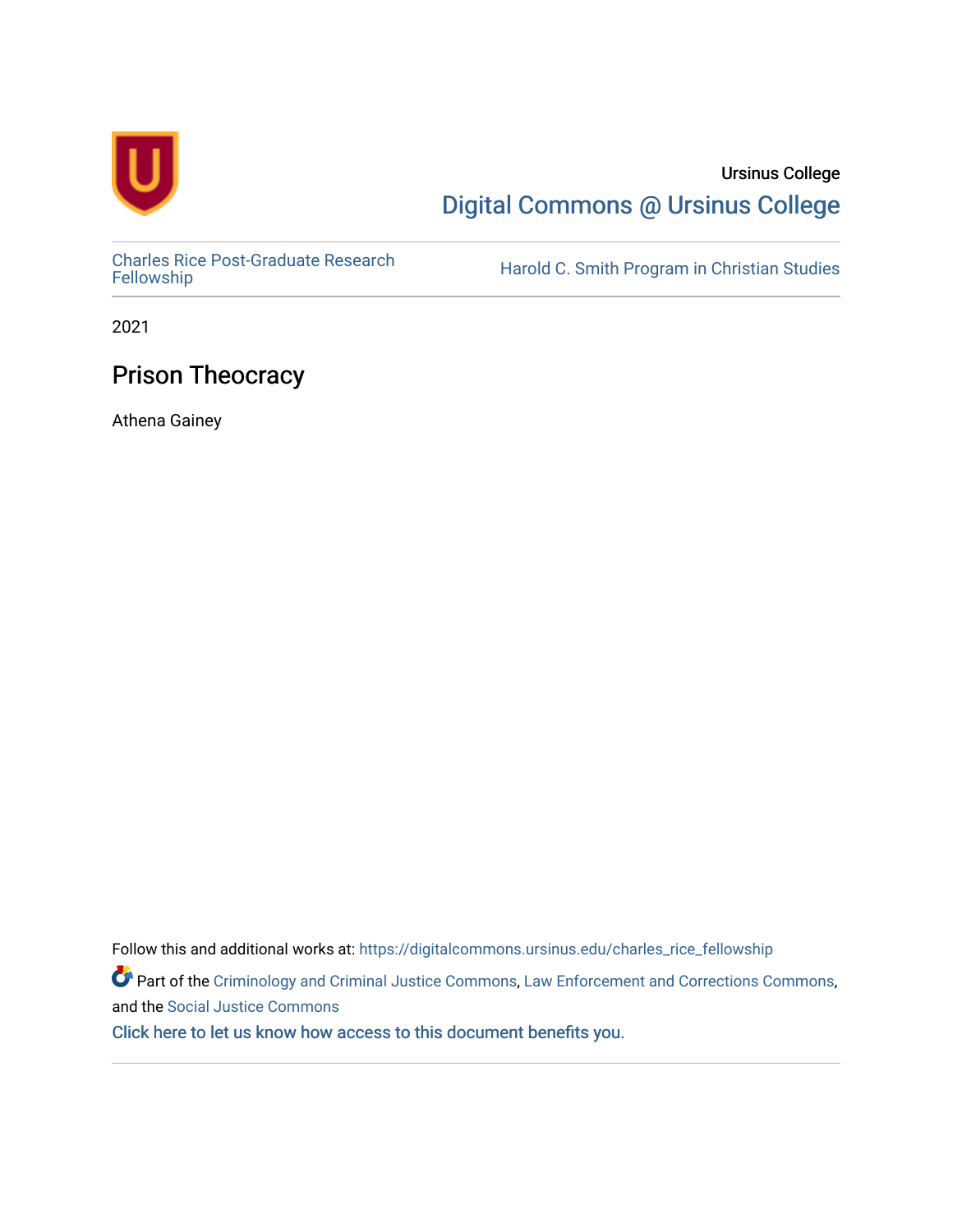Ursinus College

Digital Commons @ Ursinus College

Charles Rice Post-Graduate Research Fellowship

Harold C. Smith Program in Christian Studies

2021

# Prison Theocracy

Athena Gainey

Follow this and additional works at: https://digitalcommons.ursinus.edu/charles_rice_fellowship

Part of the Criminology and Criminal Justice Commons, Law Enforcement and Corrections Commons, and the Social Justice Commons

Click here to let us know how access to this document benefits you.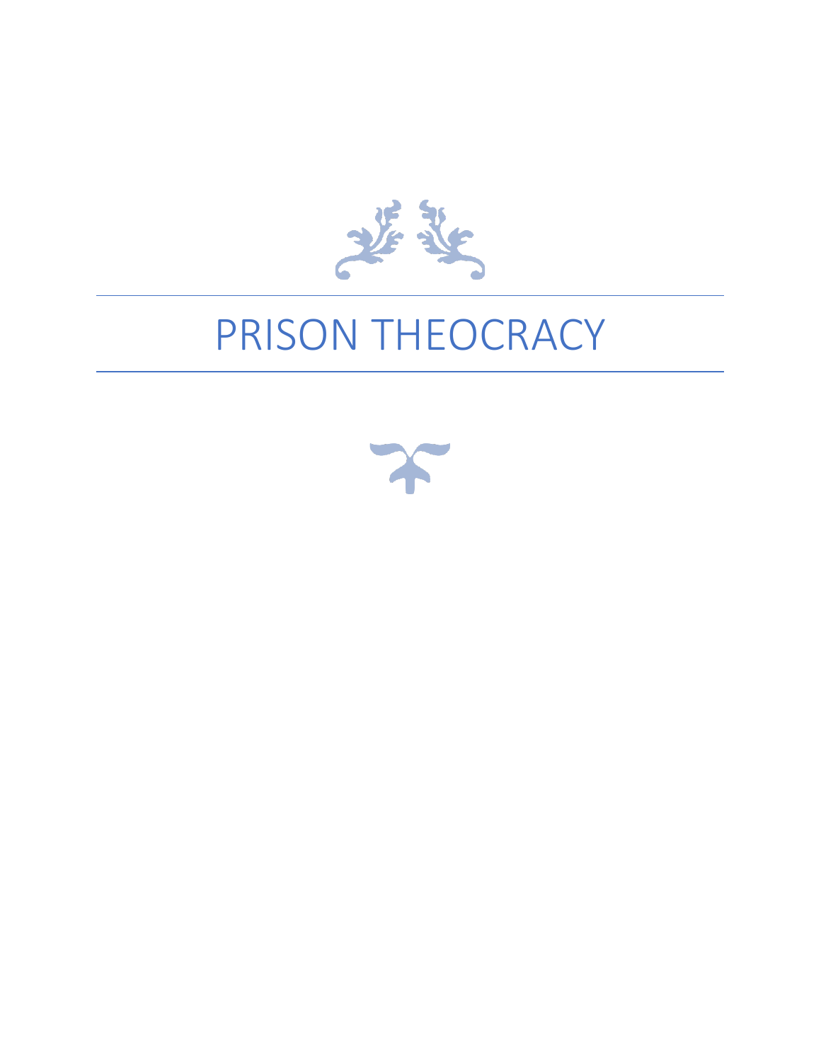# PRISON THEOCRACY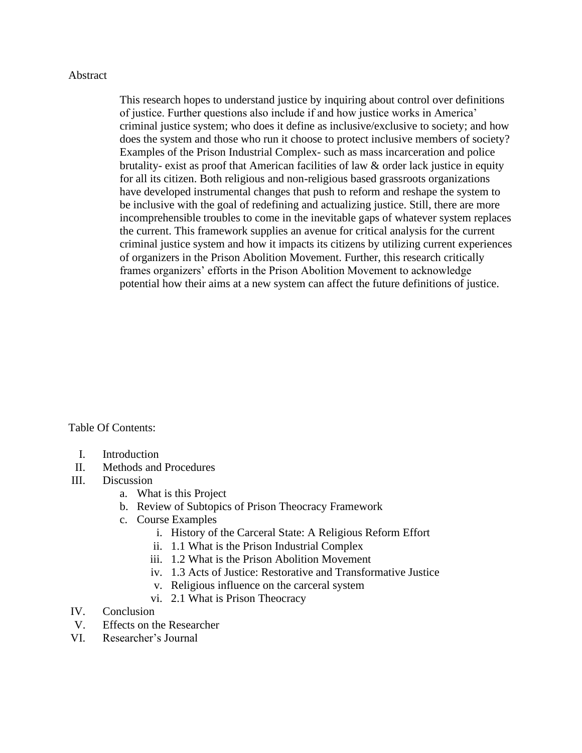Abstract

> This research hopes to understand justice by inquiring about control over definitions of justice. Further questions also include if and how justice works in America' criminal justice system; who does it define as inclusive/exclusive to society; and how does the system and those who run it choose to protect inclusive members of society? Examples of the Prison Industrial Complex- such as mass incarceration and police brutality- exist as proof that American facilities of law & order lack justice in equity for all its citizen. Both religious and non-religious based grassroots organizations have developed instrumental changes that push to reform and reshape the system to be inclusive with the goal of redefining and actualizing justice. Still, there are more incomprehensible troubles to come in the inevitable gaps of whatever system replaces the current. This framework supplies an avenue for critical analysis for the current criminal justice system and how it impacts its citizens by utilizing current experiences of organizers in the Prison Abolition Movement. Further, this research critically frames organizers' efforts in the Prison Abolition Movement to acknowledge potential how their aims at a new system can affect the future definitions of justice.

Table Of Contents:

- I. Introduction
- II. Methods and Procedures
- III. Discussion
    - a. What is this Project
    - b. Review of Subtopics of Prison Theocracy Framework
    - c. Course Examples
        - i. History of the Carceral State: A Religious Reform Effort
        - ii. 1.1 What is the Prison Industrial Complex
        - iii. 1.2 What is the Prison Abolition Movement
        - iv. 1.3 Acts of Justice: Restorative and Transformative Justice
        - v. Religious influence on the carceral system
        - vi. 2.1 What is Prison Theocracy
- IV. Conclusion
- V. Effects on the Researcher
- VI. Researcher's Journal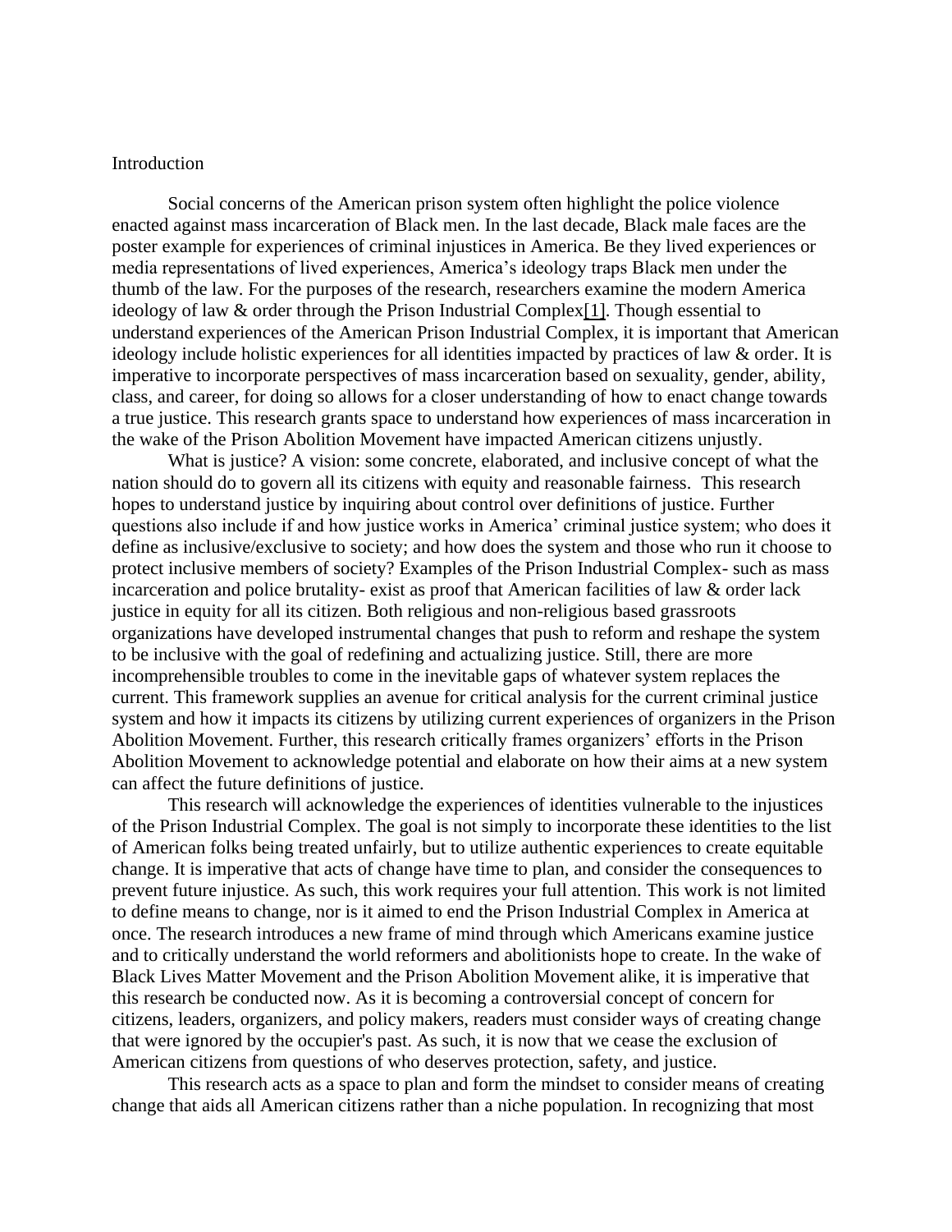# Introduction

Social concerns of the American prison system often highlight the police violence enacted against mass incarceration of Black men. In the last decade, Black male faces are the poster example for experiences of criminal injustices in America. Be they lived experiences or media representations of lived experiences, America's ideology traps Black men under the thumb of the law. For the purposes of the research, researchers examine the modern America ideology of law & order through the Prison Industrial Complex[1]. Though essential to understand experiences of the American Prison Industrial Complex, it is important that American ideology include holistic experiences for all identities impacted by practices of law & order. It is imperative to incorporate perspectives of mass incarceration based on sexuality, gender, ability, class, and career, for doing so allows for a closer understanding of how to enact change towards a true justice. This research grants space to understand how experiences of mass incarceration in the wake of the Prison Abolition Movement have impacted American citizens unjustly.

What is justice? A vision: some concrete, elaborated, and inclusive concept of what the nation should do to govern all its citizens with equity and reasonable fairness. This research hopes to understand justice by inquiring about control over definitions of justice. Further questions also include if and how justice works in America' criminal justice system; who does it define as inclusive/exclusive to society; and how does the system and those who run it choose to protect inclusive members of society? Examples of the Prison Industrial Complex- such as mass incarceration and police brutality- exist as proof that American facilities of law & order lack justice in equity for all its citizen. Both religious and non-religious based grassroots organizations have developed instrumental changes that push to reform and reshape the system to be inclusive with the goal of redefining and actualizing justice. Still, there are more incomprehensible troubles to come in the inevitable gaps of whatever system replaces the current. This framework supplies an avenue for critical analysis for the current criminal justice system and how it impacts its citizens by utilizing current experiences of organizers in the Prison Abolition Movement. Further, this research critically frames organizers' efforts in the Prison Abolition Movement to acknowledge potential and elaborate on how their aims at a new system can affect the future definitions of justice.

This research will acknowledge the experiences of identities vulnerable to the injustices of the Prison Industrial Complex. The goal is not simply to incorporate these identities to the list of American folks being treated unfairly, but to utilize authentic experiences to create equitable change. It is imperative that acts of change have time to plan, and consider the consequences to prevent future injustice. As such, this work requires your full attention. This work is not limited to define means to change, nor is it aimed to end the Prison Industrial Complex in America at once. The research introduces a new frame of mind through which Americans examine justice and to critically understand the world reformers and abolitionists hope to create. In the wake of Black Lives Matter Movement and the Prison Abolition Movement alike, it is imperative that this research be conducted now. As it is becoming a controversial concept of concern for citizens, leaders, organizers, and policy makers, readers must consider ways of creating change that were ignored by the occupier's past. As such, it is now that we cease the exclusion of American citizens from questions of who deserves protection, safety, and justice.

This research acts as a space to plan and form the mindset to consider means of creating change that aids all American citizens rather than a niche population. In recognizing that most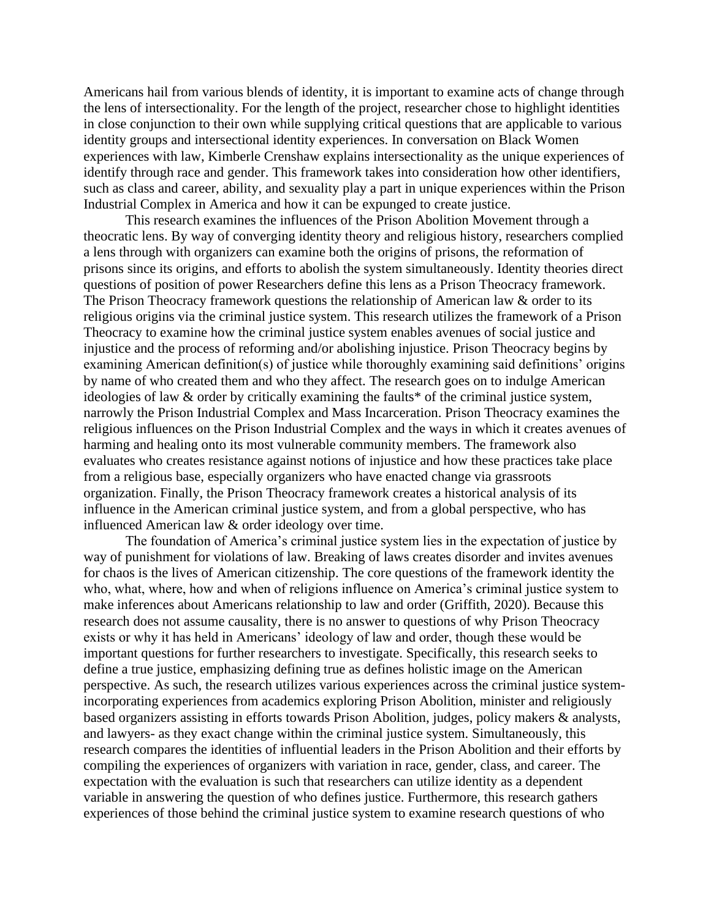Americans hail from various blends of identity, it is important to examine acts of change through the lens of intersectionality. For the length of the project, researcher chose to highlight identities in close conjunction to their own while supplying critical questions that are applicable to various identity groups and intersectional identity experiences. In conversation on Black Women experiences with law, Kimberle Crenshaw explains intersectionality as the unique experiences of identify through race and gender. This framework takes into consideration how other identifiers, such as class and career, ability, and sexuality play a part in unique experiences within the Prison Industrial Complex in America and how it can be expunged to create justice.

This research examines the influences of the Prison Abolition Movement through a theocratic lens. By way of converging identity theory and religious history, researchers complied a lens through with organizers can examine both the origins of prisons, the reformation of prisons since its origins, and efforts to abolish the system simultaneously. Identity theories direct questions of position of power Researchers define this lens as a Prison Theocracy framework. The Prison Theocracy framework questions the relationship of American law & order to its religious origins via the criminal justice system. This research utilizes the framework of a Prison Theocracy to examine how the criminal justice system enables avenues of social justice and injustice and the process of reforming and/or abolishing injustice. Prison Theocracy begins by examining American definition(s) of justice while thoroughly examining said definitions' origins by name of who created them and who they affect. The research goes on to indulge American ideologies of law & order by critically examining the faults* of the criminal justice system, narrowly the Prison Industrial Complex and Mass Incarceration. Prison Theocracy examines the religious influences on the Prison Industrial Complex and the ways in which it creates avenues of harming and healing onto its most vulnerable community members. The framework also evaluates who creates resistance against notions of injustice and how these practices take place from a religious base, especially organizers who have enacted change via grassroots organization. Finally, the Prison Theocracy framework creates a historical analysis of its influence in the American criminal justice system, and from a global perspective, who has influenced American law & order ideology over time.

The foundation of America's criminal justice system lies in the expectation of justice by way of punishment for violations of law. Breaking of laws creates disorder and invites avenues for chaos is the lives of American citizenship. The core questions of the framework identity the who, what, where, how and when of religions influence on America's criminal justice system to make inferences about Americans relationship to law and order (Griffith, 2020). Because this research does not assume causality, there is no answer to questions of why Prison Theocracy exists or why it has held in Americans' ideology of law and order, though these would be important questions for further researchers to investigate. Specifically, this research seeks to define a true justice, emphasizing defining true as defines holistic image on the American perspective. As such, the research utilizes various experiences across the criminal justice system- incorporating experiences from academics exploring Prison Abolition, minister and religiously based organizers assisting in efforts towards Prison Abolition, judges, policy makers & analysts, and lawyers- as they exact change within the criminal justice system. Simultaneously, this research compares the identities of influential leaders in the Prison Abolition and their efforts by compiling the experiences of organizers with variation in race, gender, class, and career. The expectation with the evaluation is such that researchers can utilize identity as a dependent variable in answering the question of who defines justice. Furthermore, this research gathers experiences of those behind the criminal justice system to examine research questions of who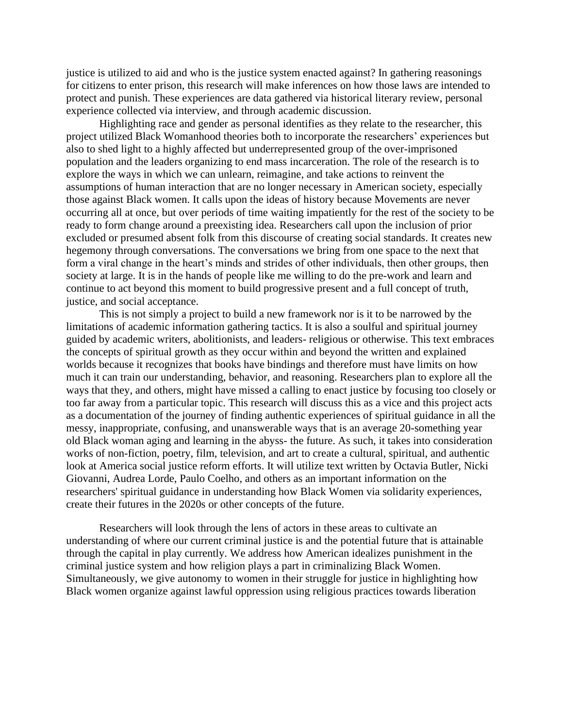justice is utilized to aid and who is the justice system enacted against? In gathering reasonings for citizens to enter prison, this research will make inferences on how those laws are intended to protect and punish. These experiences are data gathered via historical literary review, personal experience collected via interview, and through academic discussion.

Highlighting race and gender as personal identifies as they relate to the researcher, this project utilized Black Womanhood theories both to incorporate the researchers' experiences but also to shed light to a highly affected but underrepresented group of the over-imprisoned population and the leaders organizing to end mass incarceration. The role of the research is to explore the ways in which we can unlearn, reimagine, and take actions to reinvent the assumptions of human interaction that are no longer necessary in American society, especially those against Black women. It calls upon the ideas of history because Movements are never occurring all at once, but over periods of time waiting impatiently for the rest of the society to be ready to form change around a preexisting idea. Researchers call upon the inclusion of prior excluded or presumed absent folk from this discourse of creating social standards. It creates new hegemony through conversations. The conversations we bring from one space to the next that form a viral change in the heart's minds and strides of other individuals, then other groups, then society at large. It is in the hands of people like me willing to do the pre-work and learn and continue to act beyond this moment to build progressive present and a full concept of truth, justice, and social acceptance.

This is not simply a project to build a new framework nor is it to be narrowed by the limitations of academic information gathering tactics. It is also a soulful and spiritual journey guided by academic writers, abolitionists, and leaders- religious or otherwise. This text embraces the concepts of spiritual growth as they occur within and beyond the written and explained worlds because it recognizes that books have bindings and therefore must have limits on how much it can train our understanding, behavior, and reasoning. Researchers plan to explore all the ways that they, and others, might have missed a calling to enact justice by focusing too closely or too far away from a particular topic. This research will discuss this as a vice and this project acts as a documentation of the journey of finding authentic experiences of spiritual guidance in all the messy, inappropriate, confusing, and unanswerable ways that is an average 20-something year old Black woman aging and learning in the abyss- the future. As such, it takes into consideration works of non-fiction, poetry, film, television, and art to create a cultural, spiritual, and authentic look at America social justice reform efforts. It will utilize text written by Octavia Butler, Nicki Giovanni, Audrea Lorde, Paulo Coelho, and others as an important information on the researchers' spiritual guidance in understanding how Black Women via solidarity experiences, create their futures in the 2020s or other concepts of the future.

Researchers will look through the lens of actors in these areas to cultivate an understanding of where our current criminal justice is and the potential future that is attainable through the capital in play currently. We address how American idealizes punishment in the criminal justice system and how religion plays a part in criminalizing Black Women. Simultaneously, we give autonomy to women in their struggle for justice in highlighting how Black women organize against lawful oppression using religious practices towards liberation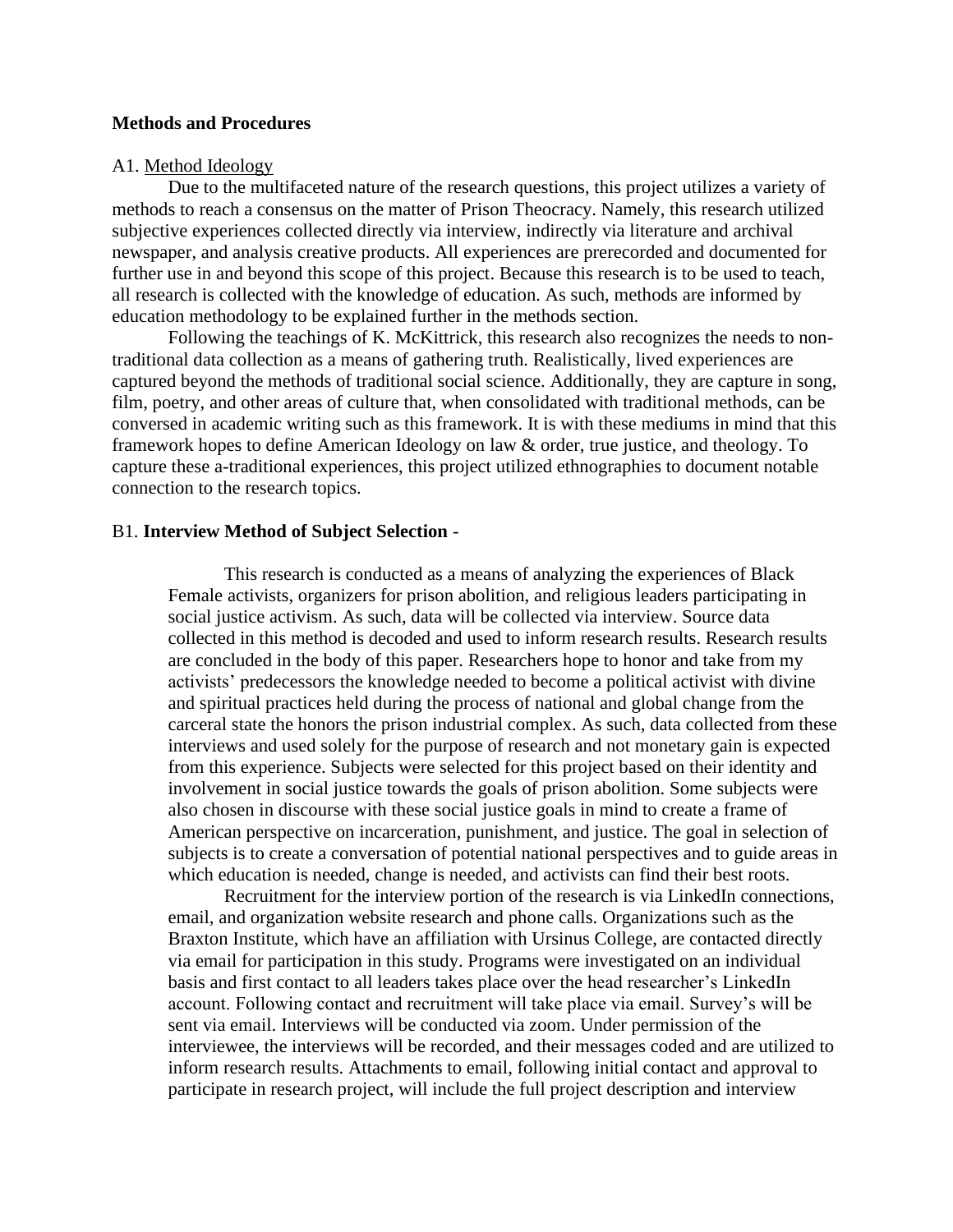**Methods and Procedures**

A1. Method Ideology

Due to the multifaceted nature of the research questions, this project utilizes a variety of methods to reach a consensus on the matter of Prison Theocracy. Namely, this research utilized subjective experiences collected directly via interview, indirectly via literature and archival newspaper, and analysis creative products. All experiences are prerecorded and documented for further use in and beyond this scope of this project. Because this research is to be used to teach, all research is collected with the knowledge of education. As such, methods are informed by education methodology to be explained further in the methods section.

Following the teachings of K. McKittrick, this research also recognizes the needs to non-traditional data collection as a means of gathering truth. Realistically, lived experiences are captured beyond the methods of traditional social science. Additionally, they are capture in song, film, poetry, and other areas of culture that, when consolidated with traditional methods, can be conversed in academic writing such as this framework. It is with these mediums in mind that this framework hopes to define American Ideology on law & order, true justice, and theology. To capture these a-traditional experiences, this project utilized ethnographies to document notable connection to the research topics.

B1. **Interview Method of Subject Selection** -

This research is conducted as a means of analyzing the experiences of Black Female activists, organizers for prison abolition, and religious leaders participating in social justice activism. As such, data will be collected via interview. Source data collected in this method is decoded and used to inform research results. Research results are concluded in the body of this paper. Researchers hope to honor and take from my activists' predecessors the knowledge needed to become a political activist with divine and spiritual practices held during the process of national and global change from the carceral state the honors the prison industrial complex. As such, data collected from these interviews and used solely for the purpose of research and not monetary gain is expected from this experience. Subjects were selected for this project based on their identity and involvement in social justice towards the goals of prison abolition. Some subjects were also chosen in discourse with these social justice goals in mind to create a frame of American perspective on incarceration, punishment, and justice. The goal in selection of subjects is to create a conversation of potential national perspectives and to guide areas in which education is needed, change is needed, and activists can find their best roots.

Recruitment for the interview portion of the research is via LinkedIn connections, email, and organization website research and phone calls. Organizations such as the Braxton Institute, which have an affiliation with Ursinus College, are contacted directly via email for participation in this study. Programs were investigated on an individual basis and first contact to all leaders takes place over the head researcher's LinkedIn account. Following contact and recruitment will take place via email. Survey's will be sent via email. Interviews will be conducted via zoom. Under permission of the interviewee, the interviews will be recorded, and their messages coded and are utilized to inform research results. Attachments to email, following initial contact and approval to participate in research project, will include the full project description and interview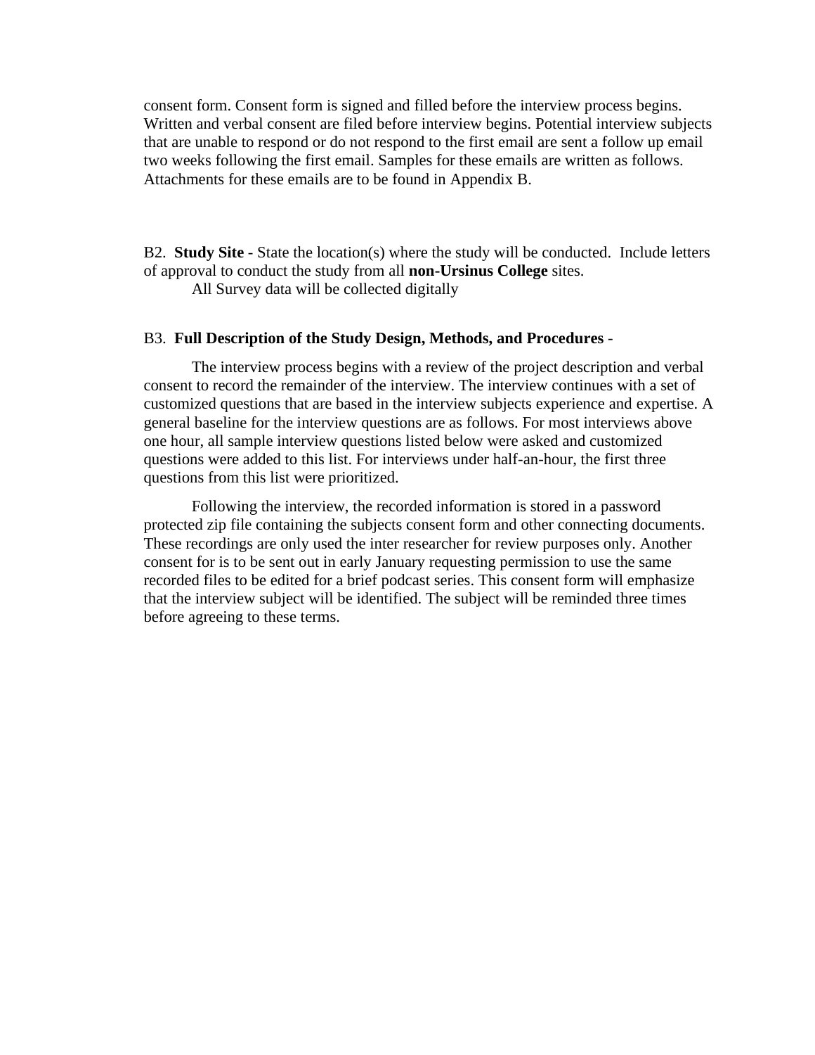consent form. Consent form is signed and filled before the interview process begins. Written and verbal consent are filed before interview begins. Potential interview subjects that are unable to respond or do not respond to the first email are sent a follow up email two weeks following the first email. Samples for these emails are written as follows. Attachments for these emails are to be found in Appendix B.

B2. **Study Site** - State the location(s) where the study will be conducted. Include letters of approval to conduct the study from all **non-Ursinus College** sites.

All Survey data will be collected digitally

B3. **Full Description of the Study Design, Methods, and Procedures** -

The interview process begins with a review of the project description and verbal consent to record the remainder of the interview. The interview continues with a set of customized questions that are based in the interview subjects experience and expertise. A general baseline for the interview questions are as follows. For most interviews above one hour, all sample interview questions listed below were asked and customized questions were added to this list. For interviews under half-an-hour, the first three questions from this list were prioritized.

Following the interview, the recorded information is stored in a password protected zip file containing the subjects consent form and other connecting documents. These recordings are only used the inter researcher for review purposes only. Another consent for is to be sent out in early January requesting permission to use the same recorded files to be edited for a brief podcast series. This consent form will emphasize that the interview subject will be identified. The subject will be reminded three times before agreeing to these terms.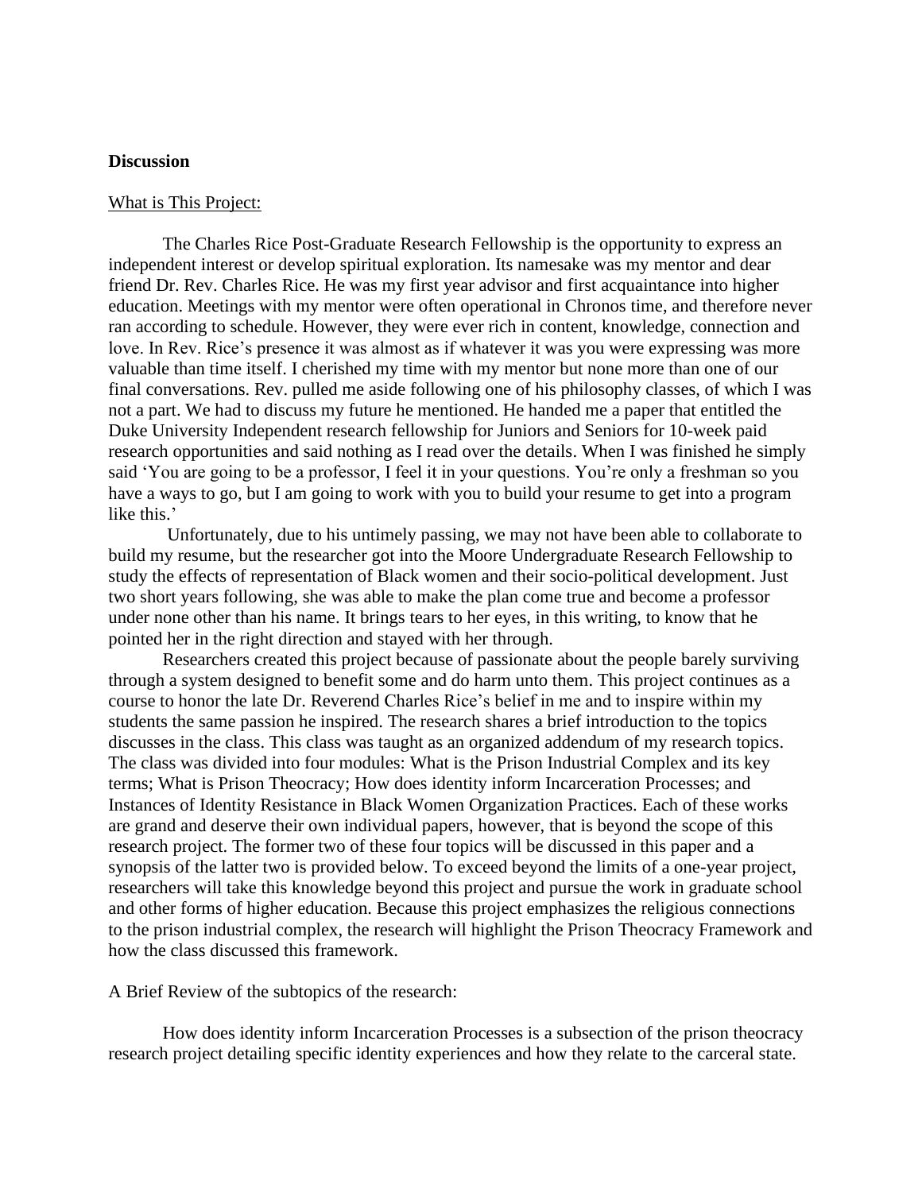**Discussion**

What is This Project:

The Charles Rice Post-Graduate Research Fellowship is the opportunity to express an independent interest or develop spiritual exploration. Its namesake was my mentor and dear friend Dr. Rev. Charles Rice. He was my first year advisor and first acquaintance into higher education. Meetings with my mentor were often operational in Chronos time, and therefore never ran according to schedule. However, they were ever rich in content, knowledge, connection and love. In Rev. Rice's presence it was almost as if whatever it was you were expressing was more valuable than time itself. I cherished my time with my mentor but none more than one of our final conversations. Rev. pulled me aside following one of his philosophy classes, of which I was not a part. We had to discuss my future he mentioned. He handed me a paper that entitled the Duke University Independent research fellowship for Juniors and Seniors for 10-week paid research opportunities and said nothing as I read over the details. When I was finished he simply said 'You are going to be a professor, I feel it in your questions. You're only a freshman so you have a ways to go, but I am going to work with you to build your resume to get into a program like this.'

Unfortunately, due to his untimely passing, we may not have been able to collaborate to build my resume, but the researcher got into the Moore Undergraduate Research Fellowship to study the effects of representation of Black women and their socio-political development. Just two short years following, she was able to make the plan come true and become a professor under none other than his name. It brings tears to her eyes, in this writing, to know that he pointed her in the right direction and stayed with her through.

Researchers created this project because of passionate about the people barely surviving through a system designed to benefit some and do harm unto them. This project continues as a course to honor the late Dr. Reverend Charles Rice's belief in me and to inspire within my students the same passion he inspired. The research shares a brief introduction to the topics discusses in the class. This class was taught as an organized addendum of my research topics. The class was divided into four modules: What is the Prison Industrial Complex and its key terms; What is Prison Theocracy; How does identity inform Incarceration Processes; and Instances of Identity Resistance in Black Women Organization Practices. Each of these works are grand and deserve their own individual papers, however, that is beyond the scope of this research project. The former two of these four topics will be discussed in this paper and a synopsis of the latter two is provided below. To exceed beyond the limits of a one-year project, researchers will take this knowledge beyond this project and pursue the work in graduate school and other forms of higher education. Because this project emphasizes the religious connections to the prison industrial complex, the research will highlight the Prison Theocracy Framework and how the class discussed this framework.

A Brief Review of the subtopics of the research:

How does identity inform Incarceration Processes is a subsection of the prison theocracy research project detailing specific identity experiences and how they relate to the carceral state.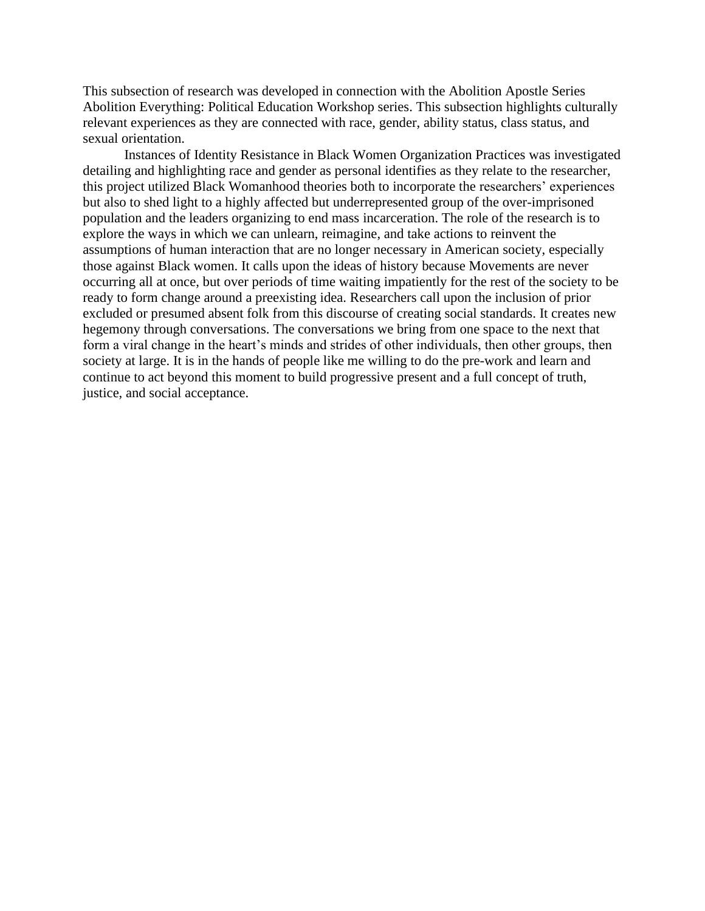This subsection of research was developed in connection with the Abolition Apostle Series Abolition Everything: Political Education Workshop series. This subsection highlights culturally relevant experiences as they are connected with race, gender, ability status, class status, and sexual orientation.

Instances of Identity Resistance in Black Women Organization Practices was investigated detailing and highlighting race and gender as personal identifies as they relate to the researcher, this project utilized Black Womanhood theories both to incorporate the researchers' experiences but also to shed light to a highly affected but underrepresented group of the over-imprisoned population and the leaders organizing to end mass incarceration. The role of the research is to explore the ways in which we can unlearn, reimagine, and take actions to reinvent the assumptions of human interaction that are no longer necessary in American society, especially those against Black women. It calls upon the ideas of history because Movements are never occurring all at once, but over periods of time waiting impatiently for the rest of the society to be ready to form change around a preexisting idea. Researchers call upon the inclusion of prior excluded or presumed absent folk from this discourse of creating social standards. It creates new hegemony through conversations. The conversations we bring from one space to the next that form a viral change in the heart's minds and strides of other individuals, then other groups, then society at large. It is in the hands of people like me willing to do the pre-work and learn and continue to act beyond this moment to build progressive present and a full concept of truth, justice, and social acceptance.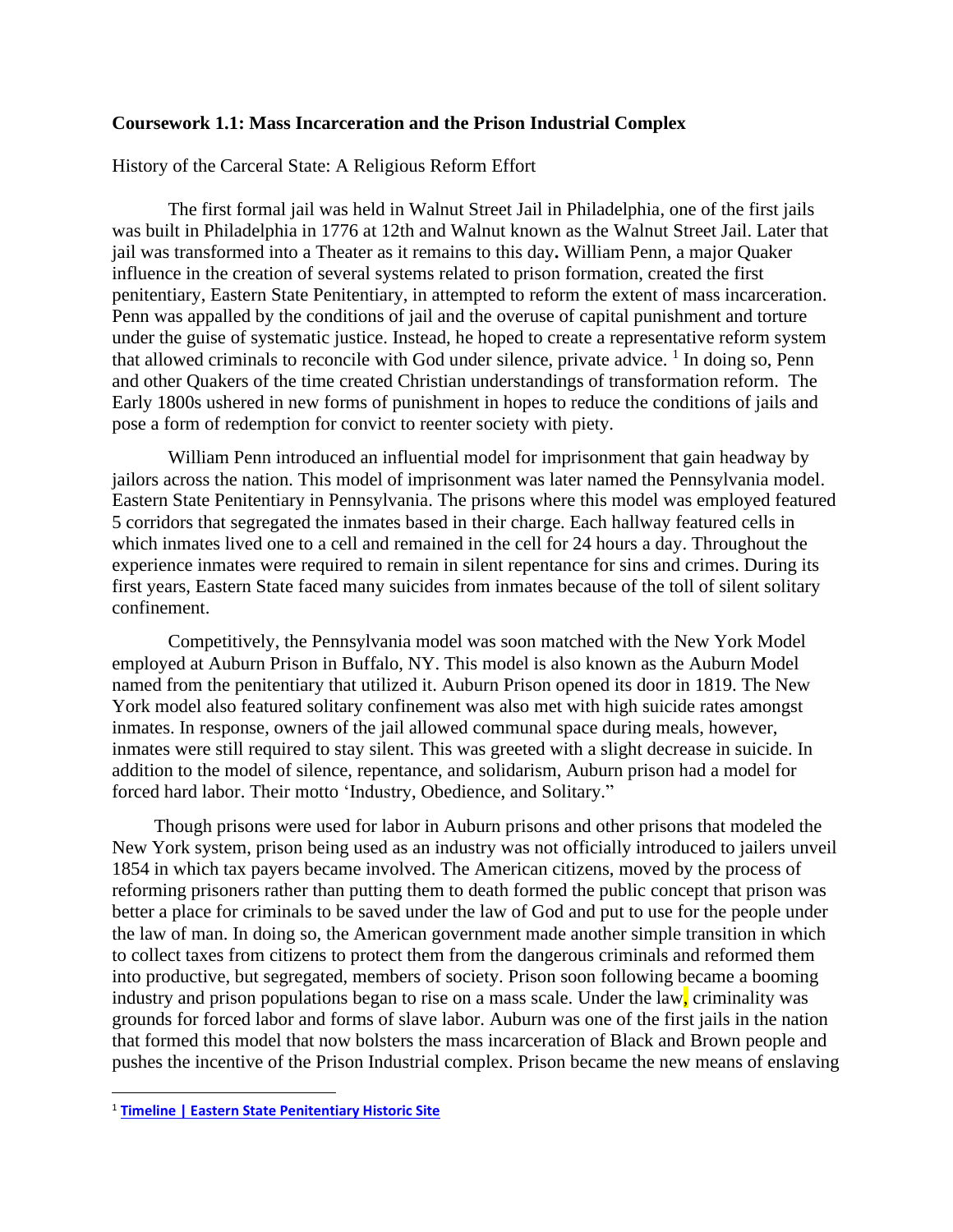**Coursework 1.1: Mass Incarceration and the Prison Industrial Complex**

History of the Carceral State: A Religious Reform Effort

The first formal jail was held in Walnut Street Jail in Philadelphia, one of the first jails was built in Philadelphia in 1776 at 12th and Walnut known as the Walnut Street Jail. Later that jail was transformed into a Theater as it remains to this day**.** William Penn, a major Quaker influence in the creation of several systems related to prison formation, created the first penitentiary, Eastern State Penitentiary, in attempted to reform the extent of mass incarceration. Penn was appalled by the conditions of jail and the overuse of capital punishment and torture under the guise of systematic justice. Instead, he hoped to create a representative reform system that allowed criminals to reconcile with God under silence, private advice. [1] In doing so, Penn and other Quakers of the time created Christian understandings of transformation reform. The Early 1800s ushered in new forms of punishment in hopes to reduce the conditions of jails and pose a form of redemption for convict to reenter society with piety.

William Penn introduced an influential model for imprisonment that gain headway by jailors across the nation. This model of imprisonment was later named the Pennsylvania model. Eastern State Penitentiary in Pennsylvania. The prisons where this model was employed featured 5 corridors that segregated the inmates based in their charge. Each hallway featured cells in which inmates lived one to a cell and remained in the cell for 24 hours a day. Throughout the experience inmates were required to remain in silent repentance for sins and crimes. During its first years, Eastern State faced many suicides from inmates because of the toll of silent solitary confinement.

Competitively, the Pennsylvania model was soon matched with the New York Model employed at Auburn Prison in Buffalo, NY. This model is also known as the Auburn Model named from the penitentiary that utilized it. Auburn Prison opened its door in 1819. The New York model also featured solitary confinement was also met with high suicide rates amongst inmates. In response, owners of the jail allowed communal space during meals, however, inmates were still required to stay silent. This was greeted with a slight decrease in suicide. In addition to the model of silence, repentance, and solidarism, Auburn prison had a model for forced hard labor. Their motto 'Industry, Obedience, and Solitary."

Though prisons were used for labor in Auburn prisons and other prisons that modeled the New York system, prison being used as an industry was not officially introduced to jailers unveil 1854 in which tax payers became involved. The American citizens, moved by the process of reforming prisoners rather than putting them to death formed the public concept that prison was better a place for criminals to be saved under the law of God and put to use for the people under the law of man. In doing so, the American government made another simple transition in which to collect taxes from citizens to protect them from the dangerous criminals and reformed them into productive, but segregated, members of society. Prison soon following became a booming industry and prison populations began to rise on a mass scale. Under the law, criminality was grounds for forced labor and forms of slave labor. Auburn was one of the first jails in the nation that formed this model that now bolsters the mass incarceration of Black and Brown people and pushes the incentive of the Prison Industrial complex. Prison became the new means of enslaving

---

[1] **Timeline | Eastern State Penitentiary Historic Site**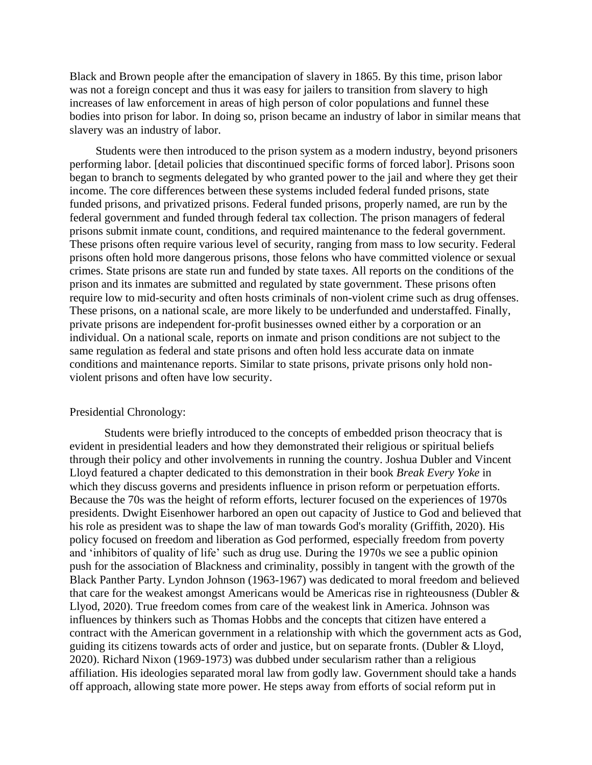Black and Brown people after the emancipation of slavery in 1865. By this time, prison labor was not a foreign concept and thus it was easy for jailers to transition from slavery to high increases of law enforcement in areas of high person of color populations and funnel these bodies into prison for labor. In doing so, prison became an industry of labor in similar means that slavery was an industry of labor.

Students were then introduced to the prison system as a modern industry, beyond prisoners performing labor. [detail policies that discontinued specific forms of forced labor]. Prisons soon began to branch to segments delegated by who granted power to the jail and where they get their income. The core differences between these systems included federal funded prisons, state funded prisons, and privatized prisons. Federal funded prisons, properly named, are run by the federal government and funded through federal tax collection. The prison managers of federal prisons submit inmate count, conditions, and required maintenance to the federal government. These prisons often require various level of security, ranging from mass to low security. Federal prisons often hold more dangerous prisons, those felons who have committed violence or sexual crimes. State prisons are state run and funded by state taxes. All reports on the conditions of the prison and its inmates are submitted and regulated by state government. These prisons often require low to mid-security and often hosts criminals of non-violent crime such as drug offenses. These prisons, on a national scale, are more likely to be underfunded and understaffed. Finally, private prisons are independent for-profit businesses owned either by a corporation or an individual. On a national scale, reports on inmate and prison conditions are not subject to the same regulation as federal and state prisons and often hold less accurate data on inmate conditions and maintenance reports. Similar to state prisons, private prisons only hold non-violent prisons and often have low security.

Presidential Chronology:

Students were briefly introduced to the concepts of embedded prison theocracy that is evident in presidential leaders and how they demonstrated their religious or spiritual beliefs through their policy and other involvements in running the country. Joshua Dubler and Vincent Lloyd featured a chapter dedicated to this demonstration in their book *Break Every Yoke* in which they discuss governs and presidents influence in prison reform or perpetuation efforts. Because the 70s was the height of reform efforts, lecturer focused on the experiences of 1970s presidents. Dwight Eisenhower harbored an open out capacity of Justice to God and believed that his role as president was to shape the law of man towards God's morality (Griffith, 2020). His policy focused on freedom and liberation as God performed, especially freedom from poverty and 'inhibitors of quality of life' such as drug use. During the 1970s we see a public opinion push for the association of Blackness and criminality, possibly in tangent with the growth of the Black Panther Party. Lyndon Johnson (1963-1967) was dedicated to moral freedom and believed that care for the weakest amongst Americans would be Americas rise in righteousness (Dubler & Llyod, 2020). True freedom comes from care of the weakest link in America. Johnson was influences by thinkers such as Thomas Hobbs and the concepts that citizen have entered a contract with the American government in a relationship with which the government acts as God, guiding its citizens towards acts of order and justice, but on separate fronts. (Dubler & Lloyd, 2020). Richard Nixon (1969-1973) was dubbed under secularism rather than a religious affiliation. His ideologies separated moral law from godly law. Government should take a hands off approach, allowing state more power. He steps away from efforts of social reform put in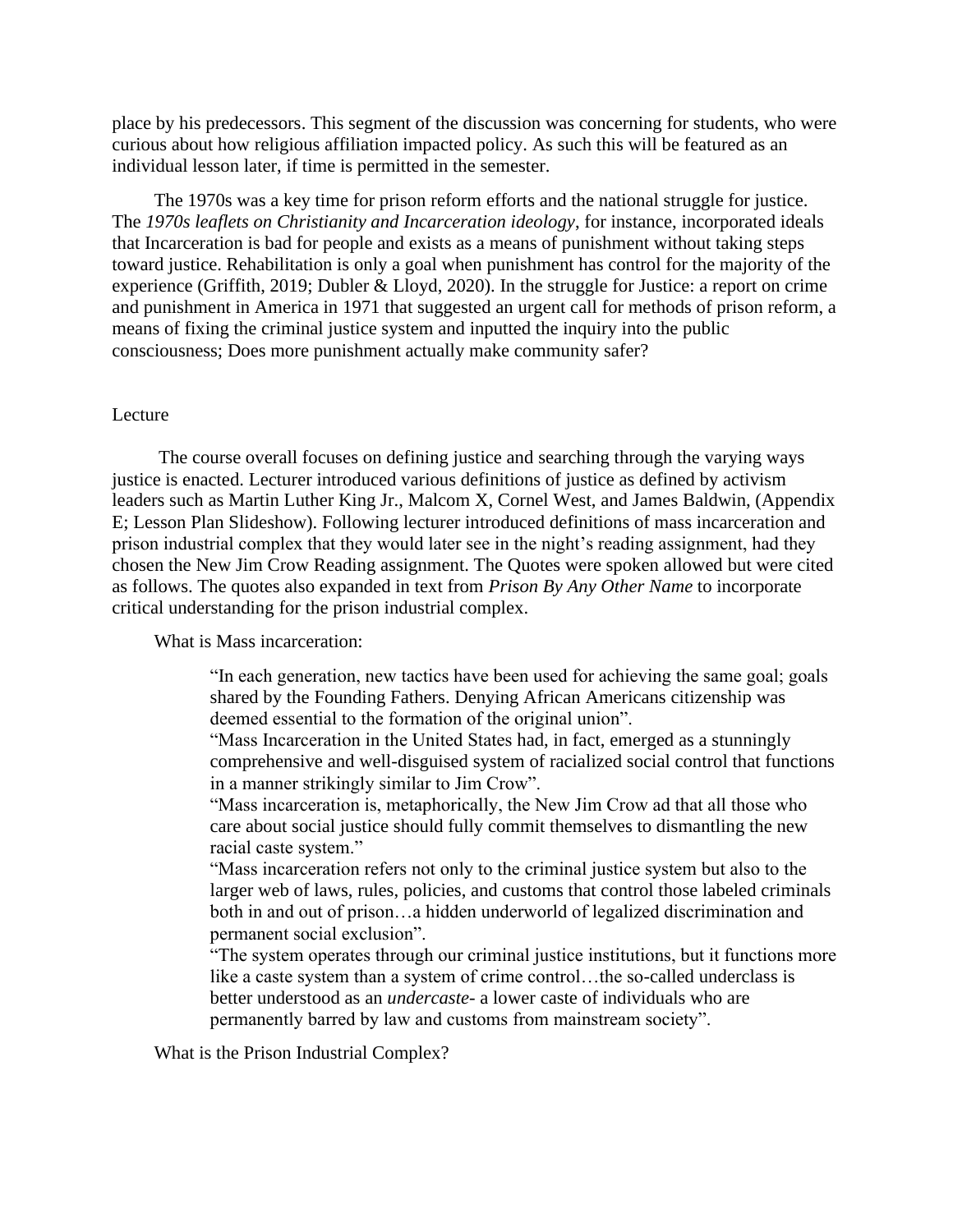place by his predecessors. This segment of the discussion was concerning for students, who were curious about how religious affiliation impacted policy. As such this will be featured as an individual lesson later, if time is permitted in the semester.

The 1970s was a key time for prison reform efforts and the national struggle for justice. The *1970s leaflets on Christianity and Incarceration ideology*, for instance, incorporated ideals that Incarceration is bad for people and exists as a means of punishment without taking steps toward justice. Rehabilitation is only a goal when punishment has control for the majority of the experience (Griffith, 2019; Dubler & Lloyd, 2020). In the struggle for Justice: a report on crime and punishment in America in 1971 that suggested an urgent call for methods of prison reform, a means of fixing the criminal justice system and inputted the inquiry into the public consciousness; Does more punishment actually make community safer?

## Lecture

The course overall focuses on defining justice and searching through the varying ways justice is enacted. Lecturer introduced various definitions of justice as defined by activism leaders such as Martin Luther King Jr., Malcom X, Cornel West, and James Baldwin, (Appendix E; Lesson Plan Slideshow). Following lecturer introduced definitions of mass incarceration and prison industrial complex that they would later see in the night's reading assignment, had they chosen the New Jim Crow Reading assignment. The Quotes were spoken allowed but were cited as follows. The quotes also expanded in text from *Prison By Any Other Name* to incorporate critical understanding for the prison industrial complex.

What is Mass incarceration:

> "In each generation, new tactics have been used for achieving the same goal; goals shared by the Founding Fathers. Denying African Americans citizenship was deemed essential to the formation of the original union".
> "Mass Incarceration in the United States had, in fact, emerged as a stunningly comprehensive and well-disguised system of racialized social control that functions in a manner strikingly similar to Jim Crow".
> "Mass incarceration is, metaphorically, the New Jim Crow ad that all those who care about social justice should fully commit themselves to dismantling the new racial caste system."
> "Mass incarceration refers not only to the criminal justice system but also to the larger web of laws, rules, policies, and customs that control those labeled criminals both in and out of prison…a hidden underworld of legalized discrimination and permanent social exclusion".
> "The system operates through our criminal justice institutions, but it functions more like a caste system than a system of crime control…the so-called underclass is better understood as an *undercaste*- a lower caste of individuals who are permanently barred by law and customs from mainstream society".

What is the Prison Industrial Complex?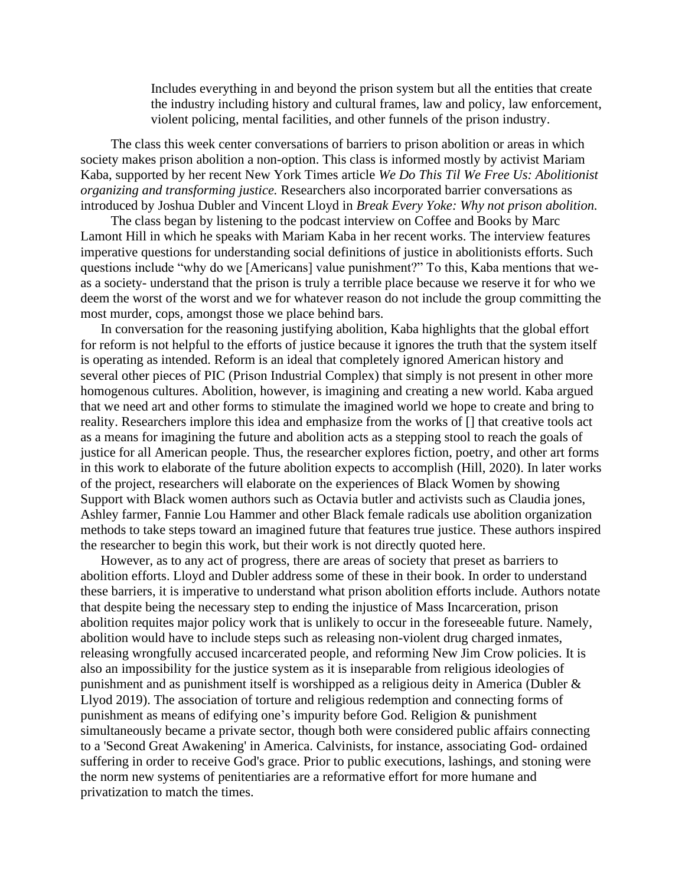> Includes everything in and beyond the prison system but all the entities that create the industry including history and cultural frames, law and policy, law enforcement, violent policing, mental facilities, and other funnels of the prison industry.

The class this week center conversations of barriers to prison abolition or areas in which society makes prison abolition a non-option. This class is informed mostly by activist Mariam Kaba, supported by her recent New York Times article *We Do This Til We Free Us: Abolitionist organizing and transforming justice.* Researchers also incorporated barrier conversations as introduced by Joshua Dubler and Vincent Lloyd in *Break Every Yoke: Why not prison abolition.*

The class began by listening to the podcast interview on Coffee and Books by Marc Lamont Hill in which he speaks with Mariam Kaba in her recent works. The interview features imperative questions for understanding social definitions of justice in abolitionists efforts. Such questions include "why do we [Americans] value punishment?" To this, Kaba mentions that we-as a society- understand that the prison is truly a terrible place because we reserve it for who we deem the worst of the worst and we for whatever reason do not include the group committing the most murder, cops, amongst those we place behind bars.

In conversation for the reasoning justifying abolition, Kaba highlights that the global effort for reform is not helpful to the efforts of justice because it ignores the truth that the system itself is operating as intended. Reform is an ideal that completely ignored American history and several other pieces of PIC (Prison Industrial Complex) that simply is not present in other more homogenous cultures. Abolition, however, is imagining and creating a new world. Kaba argued that we need art and other forms to stimulate the imagined world we hope to create and bring to reality. Researchers implore this idea and emphasize from the works of [] that creative tools act as a means for imagining the future and abolition acts as a stepping stool to reach the goals of justice for all American people. Thus, the researcher explores fiction, poetry, and other art forms in this work to elaborate of the future abolition expects to accomplish (Hill, 2020). In later works of the project, researchers will elaborate on the experiences of Black Women by showing Support with Black women authors such as Octavia butler and activists such as Claudia jones, Ashley farmer, Fannie Lou Hammer and other Black female radicals use abolition organization methods to take steps toward an imagined future that features true justice. These authors inspired the researcher to begin this work, but their work is not directly quoted here.

However, as to any act of progress, there are areas of society that preset as barriers to abolition efforts. Lloyd and Dubler address some of these in their book. In order to understand these barriers, it is imperative to understand what prison abolition efforts include. Authors notate that despite being the necessary step to ending the injustice of Mass Incarceration, prison abolition requites major policy work that is unlikely to occur in the foreseeable future. Namely, abolition would have to include steps such as releasing non-violent drug charged inmates, releasing wrongfully accused incarcerated people, and reforming New Jim Crow policies. It is also an impossibility for the justice system as it is inseparable from religious ideologies of punishment and as punishment itself is worshipped as a religious deity in America (Dubler & Llyod 2019). The association of torture and religious redemption and connecting forms of punishment as means of edifying one's impurity before God. Religion & punishment simultaneously became a private sector, though both were considered public affairs connecting to a 'Second Great Awakening' in America. Calvinists, for instance, associating God- ordained suffering in order to receive God's grace. Prior to public executions, lashings, and stoning were the norm new systems of penitentiaries are a reformative effort for more humane and privatization to match the times.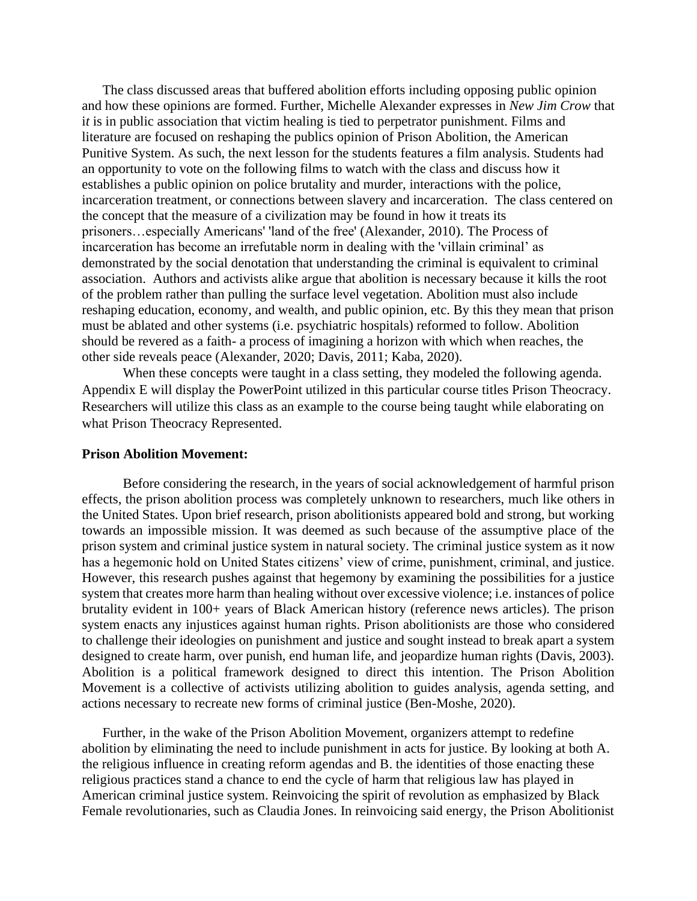The class discussed areas that buffered abolition efforts including opposing public opinion and how these opinions are formed. Further, Michelle Alexander expresses in *New Jim Crow* that i*t* is in public association that victim healing is tied to perpetrator punishment. Films and literature are focused on reshaping the publics opinion of Prison Abolition, the American Punitive System. As such, the next lesson for the students features a film analysis. Students had an opportunity to vote on the following films to watch with the class and discuss how it establishes a public opinion on police brutality and murder, interactions with the police, incarceration treatment, or connections between slavery and incarceration.  The class centered on the concept that the measure of a civilization may be found in how it treats its prisoners…especially Americans' 'land of the free' (Alexander, 2010). The Process of incarceration has become an irrefutable norm in dealing with the 'villain criminal' as demonstrated by the social denotation that understanding the criminal is equivalent to criminal association.  Authors and activists alike argue that abolition is necessary because it kills the root of the problem rather than pulling the surface level vegetation. Abolition must also include reshaping education, economy, and wealth, and public opinion, etc. By this they mean that prison must be ablated and other systems (i.e. psychiatric hospitals) reformed to follow. Abolition should be revered as a faith- a process of imagining a horizon with which when reaches, the other side reveals peace (Alexander, 2020; Davis, 2011; Kaba, 2020).

When these concepts were taught in a class setting, they modeled the following agenda. Appendix E will display the PowerPoint utilized in this particular course titles Prison Theocracy. Researchers will utilize this class as an example to the course being taught while elaborating on what Prison Theocracy Represented.

**Prison Abolition Movement:**

Before considering the research, in the years of social acknowledgement of harmful prison effects, the prison abolition process was completely unknown to researchers, much like others in the United States. Upon brief research, prison abolitionists appeared bold and strong, but working towards an impossible mission. It was deemed as such because of the assumptive place of the prison system and criminal justice system in natural society. The criminal justice system as it now has a hegemonic hold on United States citizens' view of crime, punishment, criminal, and justice. However, this research pushes against that hegemony by examining the possibilities for a justice system that creates more harm than healing without over excessive violence; i.e. instances of police brutality evident in 100+ years of Black American history (reference news articles). The prison system enacts any injustices against human rights. Prison abolitionists are those who considered to challenge their ideologies on punishment and justice and sought instead to break apart a system designed to create harm, over punish, end human life, and jeopardize human rights (Davis, 2003). Abolition is a political framework designed to direct this intention. The Prison Abolition Movement is a collective of activists utilizing abolition to guides analysis, agenda setting, and actions necessary to recreate new forms of criminal justice (Ben-Moshe, 2020).

Further, in the wake of the Prison Abolition Movement, organizers attempt to redefine abolition by eliminating the need to include punishment in acts for justice. By looking at both A. the religious influence in creating reform agendas and B. the identities of those enacting these religious practices stand a chance to end the cycle of harm that religious law has played in American criminal justice system. Reinvoicing the spirit of revolution as emphasized by Black Female revolutionaries, such as Claudia Jones. In reinvoicing said energy, the Prison Abolitionist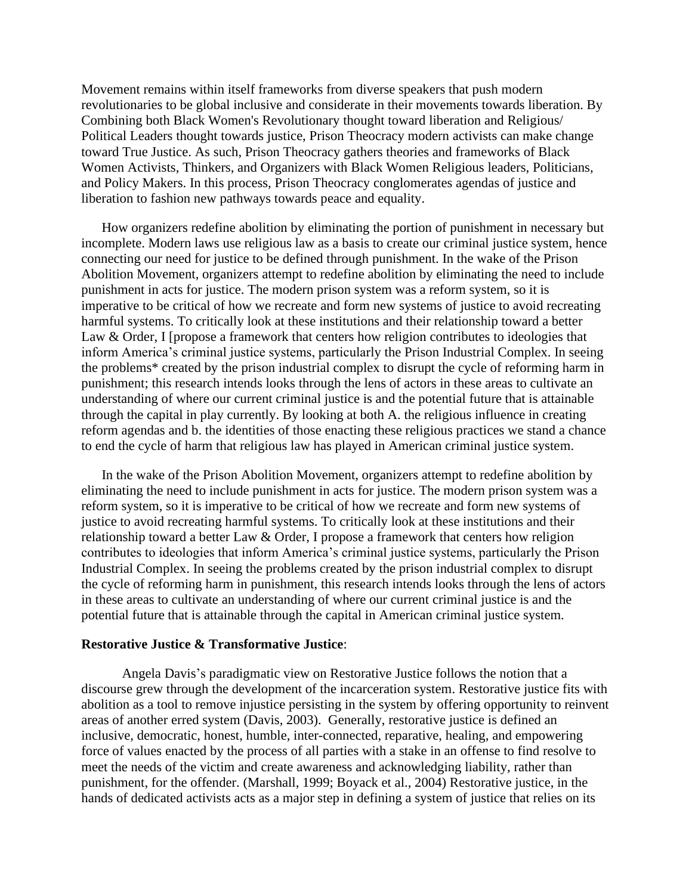Movement remains within itself frameworks from diverse speakers that push modern revolutionaries to be global inclusive and considerate in their movements towards liberation. By Combining both Black Women's Revolutionary thought toward liberation and Religious/ Political Leaders thought towards justice, Prison Theocracy modern activists can make change toward True Justice. As such, Prison Theocracy gathers theories and frameworks of Black Women Activists, Thinkers, and Organizers with Black Women Religious leaders, Politicians, and Policy Makers. In this process, Prison Theocracy conglomerates agendas of justice and liberation to fashion new pathways towards peace and equality.

How organizers redefine abolition by eliminating the portion of punishment in necessary but incomplete. Modern laws use religious law as a basis to create our criminal justice system, hence connecting our need for justice to be defined through punishment. In the wake of the Prison Abolition Movement, organizers attempt to redefine abolition by eliminating the need to include punishment in acts for justice. The modern prison system was a reform system, so it is imperative to be critical of how we recreate and form new systems of justice to avoid recreating harmful systems. To critically look at these institutions and their relationship toward a better Law & Order, I [propose a framework that centers how religion contributes to ideologies that inform America's criminal justice systems, particularly the Prison Industrial Complex. In seeing the problems* created by the prison industrial complex to disrupt the cycle of reforming harm in punishment; this research intends looks through the lens of actors in these areas to cultivate an understanding of where our current criminal justice is and the potential future that is attainable through the capital in play currently. By looking at both A. the religious influence in creating reform agendas and b. the identities of those enacting these religious practices we stand a chance to end the cycle of harm that religious law has played in American criminal justice system.

In the wake of the Prison Abolition Movement, organizers attempt to redefine abolition by eliminating the need to include punishment in acts for justice. The modern prison system was a reform system, so it is imperative to be critical of how we recreate and form new systems of justice to avoid recreating harmful systems. To critically look at these institutions and their relationship toward a better Law & Order, I propose a framework that centers how religion contributes to ideologies that inform America's criminal justice systems, particularly the Prison Industrial Complex. In seeing the problems created by the prison industrial complex to disrupt the cycle of reforming harm in punishment, this research intends looks through the lens of actors in these areas to cultivate an understanding of where our current criminal justice is and the potential future that is attainable through the capital in American criminal justice system.

**Restorative Justice & Transformative Justice**:

Angela Davis's paradigmatic view on Restorative Justice follows the notion that a discourse grew through the development of the incarceration system. Restorative justice fits with abolition as a tool to remove injustice persisting in the system by offering opportunity to reinvent areas of another erred system (Davis, 2003). Generally, restorative justice is defined an inclusive, democratic, honest, humble, inter-connected, reparative, healing, and empowering force of values enacted by the process of all parties with a stake in an offense to find resolve to meet the needs of the victim and create awareness and acknowledging liability, rather than punishment, for the offender. (Marshall, 1999; Boyack et al., 2004) Restorative justice, in the hands of dedicated activists acts as a major step in defining a system of justice that relies on its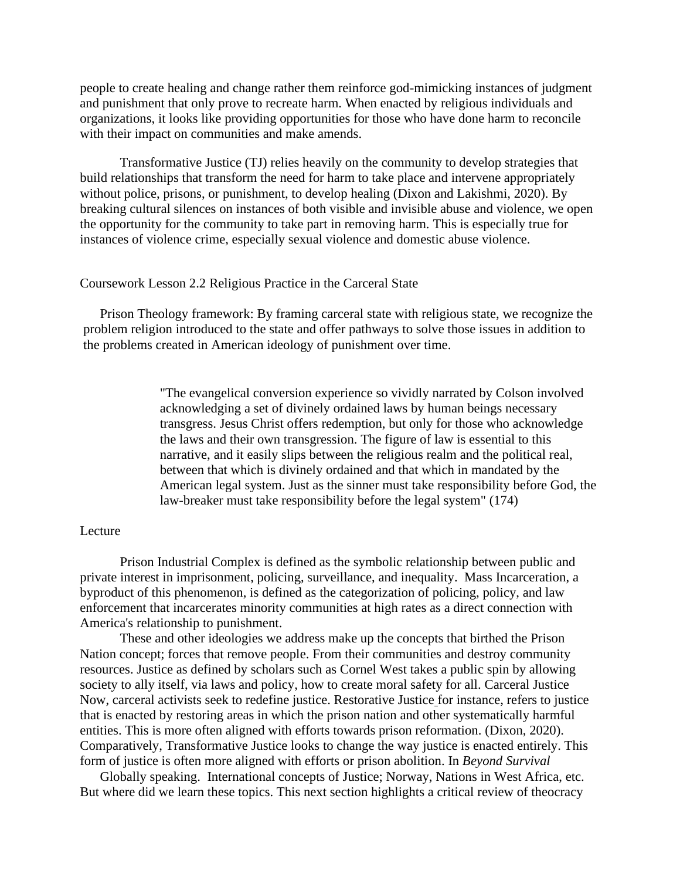people to create healing and change rather them reinforce god-mimicking instances of judgment and punishment that only prove to recreate harm. When enacted by religious individuals and organizations, it looks like providing opportunities for those who have done harm to reconcile with their impact on communities and make amends.

Transformative Justice (TJ) relies heavily on the community to develop strategies that build relationships that transform the need for harm to take place and intervene appropriately without police, prisons, or punishment, to develop healing (Dixon and Lakishmi, 2020). By breaking cultural silences on instances of both visible and invisible abuse and violence, we open the opportunity for the community to take part in removing harm. This is especially true for instances of violence crime, especially sexual violence and domestic abuse violence.

Coursework Lesson 2.2 Religious Practice in the Carceral State

Prison Theology framework: By framing carceral state with religious state, we recognize the problem religion introduced to the state and offer pathways to solve those issues in addition to the problems created in American ideology of punishment over time.

> "The evangelical conversion experience so vividly narrated by Colson involved acknowledging a set of divinely ordained laws by human beings necessary transgress. Jesus Christ offers redemption, but only for those who acknowledge the laws and their own transgression. The figure of law is essential to this narrative, and it easily slips between the religious realm and the political real, between that which is divinely ordained and that which in mandated by the American legal system. Just as the sinner must take responsibility before God, the law-breaker must take responsibility before the legal system" (174)

Lecture

Prison Industrial Complex is defined as the symbolic relationship between public and private interest in imprisonment, policing, surveillance, and inequality. Mass Incarceration, a byproduct of this phenomenon, is defined as the categorization of policing, policy, and law enforcement that incarcerates minority communities at high rates as a direct connection with America's relationship to punishment.

These and other ideologies we address make up the concepts that birthed the Prison Nation concept; forces that remove people. From their communities and destroy community resources. Justice as defined by scholars such as Cornel West takes a public spin by allowing society to ally itself, via laws and policy, how to create moral safety for all. Carceral Justice Now, carceral activists seek to redefine justice. Restorative Justice for instance, refers to justice that is enacted by restoring areas in which the prison nation and other systematically harmful entities. This is more often aligned with efforts towards prison reformation. (Dixon, 2020). Comparatively, Transformative Justice looks to change the way justice is enacted entirely. This form of justice is often more aligned with efforts or prison abolition. In *Beyond Survival*

Globally speaking. International concepts of Justice; Norway, Nations in West Africa, etc. But where did we learn these topics. This next section highlights a critical review of theocracy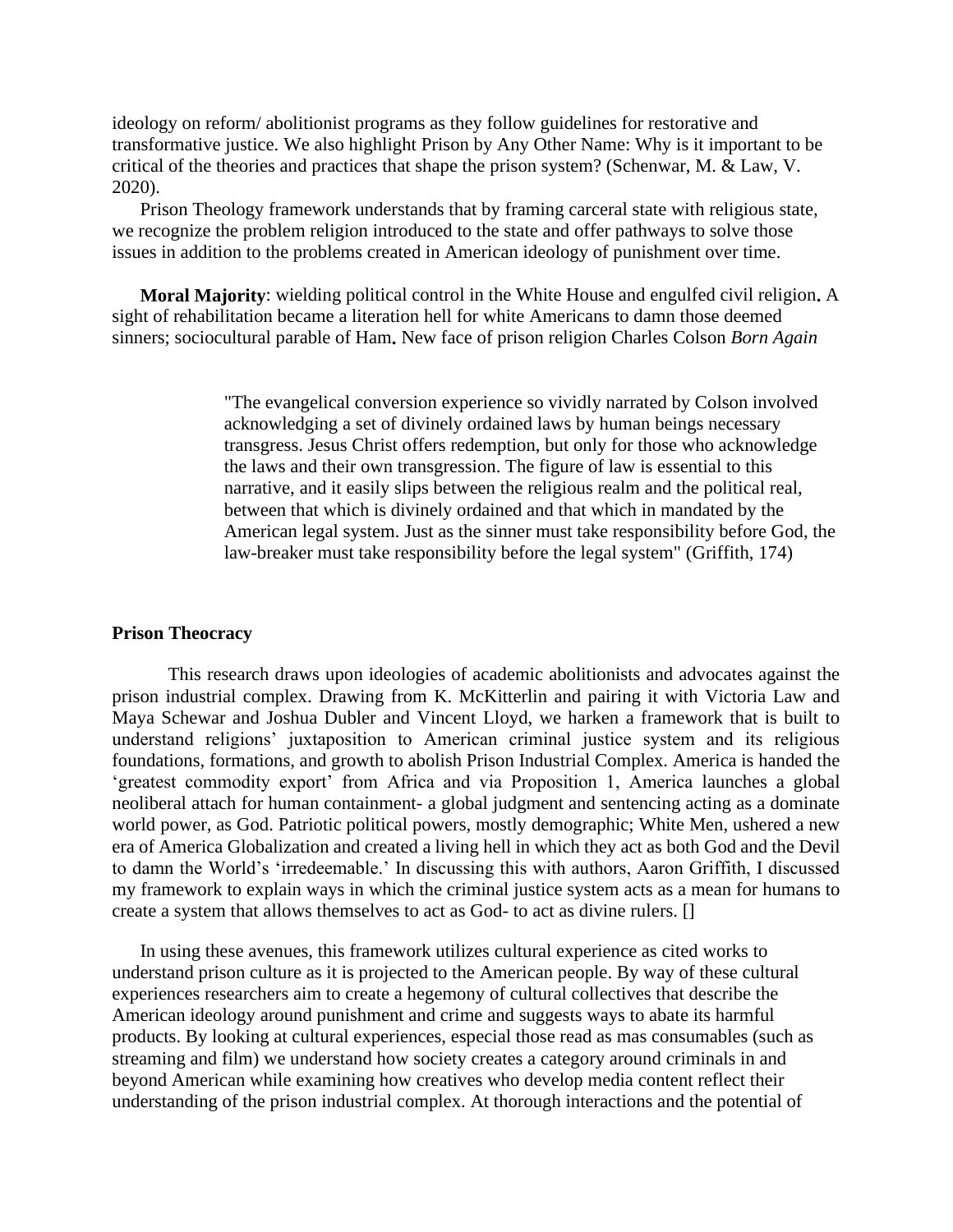ideology on reform/ abolitionist programs as they follow guidelines for restorative and transformative justice. We also highlight Prison by Any Other Name: Why is it important to be critical of the theories and practices that shape the prison system? (Schenwar, M. & Law, V. 2020).

Prison Theology framework understands that by framing carceral state with religious state, we recognize the problem religion introduced to the state and offer pathways to solve those issues in addition to the problems created in American ideology of punishment over time.

**Moral Majority**: wielding political control in the White House and engulfed civil religion**.** A sight of rehabilitation became a literation hell for white Americans to damn those deemed sinners; sociocultural parable of Ham**.** New face of prison religion Charles Colson *Born Again*

> "The evangelical conversion experience so vividly narrated by Colson involved acknowledging a set of divinely ordained laws by human beings necessary transgress. Jesus Christ offers redemption, but only for those who acknowledge the laws and their own transgression. The figure of law is essential to this narrative, and it easily slips between the religious realm and the political real, between that which is divinely ordained and that which in mandated by the American legal system. Just as the sinner must take responsibility before God, the law-breaker must take responsibility before the legal system" (Griffith, 174)

**Prison Theocracy**

This research draws upon ideologies of academic abolitionists and advocates against the prison industrial complex. Drawing from K. McKitterlin and pairing it with Victoria Law and Maya Schewar and Joshua Dubler and Vincent Lloyd, we harken a framework that is built to understand religions' juxtaposition to American criminal justice system and its religious foundations, formations, and growth to abolish Prison Industrial Complex. America is handed the 'greatest commodity export' from Africa and via Proposition 1, America launches a global neoliberal attach for human containment- a global judgment and sentencing acting as a dominate world power, as God. Patriotic political powers, mostly demographic; White Men, ushered a new era of America Globalization and created a living hell in which they act as both God and the Devil to damn the World's 'irredeemable.' In discussing this with authors, Aaron Griffith, I discussed my framework to explain ways in which the criminal justice system acts as a mean for humans to create a system that allows themselves to act as God- to act as divine rulers. []

In using these avenues, this framework utilizes cultural experience as cited works to understand prison culture as it is projected to the American people. By way of these cultural experiences researchers aim to create a hegemony of cultural collectives that describe the American ideology around punishment and crime and suggests ways to abate its harmful products. By looking at cultural experiences, especial those read as mas consumables (such as streaming and film) we understand how society creates a category around criminals in and beyond American while examining how creatives who develop media content reflect their understanding of the prison industrial complex. At thorough interactions and the potential of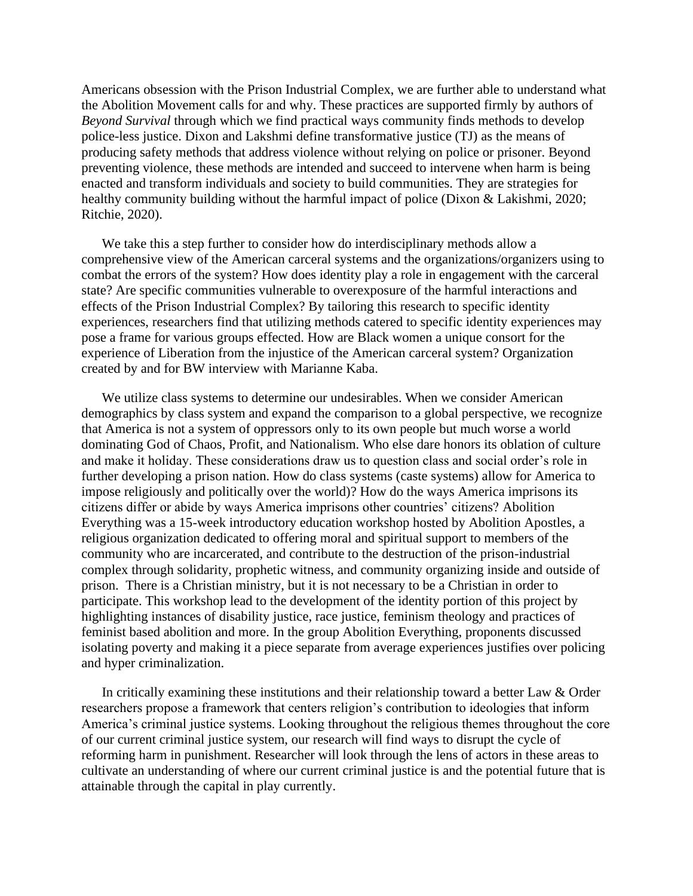Americans obsession with the Prison Industrial Complex, we are further able to understand what the Abolition Movement calls for and why. These practices are supported firmly by authors of *Beyond Survival* through which we find practical ways community finds methods to develop police-less justice. Dixon and Lakshmi define transformative justice (TJ) as the means of producing safety methods that address violence without relying on police or prisoner. Beyond preventing violence, these methods are intended and succeed to intervene when harm is being enacted and transform individuals and society to build communities. They are strategies for healthy community building without the harmful impact of police (Dixon & Lakishmi, 2020; Ritchie, 2020).

We take this a step further to consider how do interdisciplinary methods allow a comprehensive view of the American carceral systems and the organizations/organizers using to combat the errors of the system? How does identity play a role in engagement with the carceral state? Are specific communities vulnerable to overexposure of the harmful interactions and effects of the Prison Industrial Complex? By tailoring this research to specific identity experiences, researchers find that utilizing methods catered to specific identity experiences may pose a frame for various groups effected. How are Black women a unique consort for the experience of Liberation from the injustice of the American carceral system? Organization created by and for BW interview with Marianne Kaba.

We utilize class systems to determine our undesirables. When we consider American demographics by class system and expand the comparison to a global perspective, we recognize that America is not a system of oppressors only to its own people but much worse a world dominating God of Chaos, Profit, and Nationalism. Who else dare honors its oblation of culture and make it holiday. These considerations draw us to question class and social order's role in further developing a prison nation. How do class systems (caste systems) allow for America to impose religiously and politically over the world)? How do the ways America imprisons its citizens differ or abide by ways America imprisons other countries' citizens? Abolition Everything was a 15-week introductory education workshop hosted by Abolition Apostles, a religious organization dedicated to offering moral and spiritual support to members of the community who are incarcerated, and contribute to the destruction of the prison-industrial complex through solidarity, prophetic witness, and community organizing inside and outside of prison. There is a Christian ministry, but it is not necessary to be a Christian in order to participate. This workshop lead to the development of the identity portion of this project by highlighting instances of disability justice, race justice, feminism theology and practices of feminist based abolition and more. In the group Abolition Everything, proponents discussed isolating poverty and making it a piece separate from average experiences justifies over policing and hyper criminalization.

In critically examining these institutions and their relationship toward a better Law & Order researchers propose a framework that centers religion's contribution to ideologies that inform America's criminal justice systems. Looking throughout the religious themes throughout the core of our current criminal justice system, our research will find ways to disrupt the cycle of reforming harm in punishment. Researcher will look through the lens of actors in these areas to cultivate an understanding of where our current criminal justice is and the potential future that is attainable through the capital in play currently.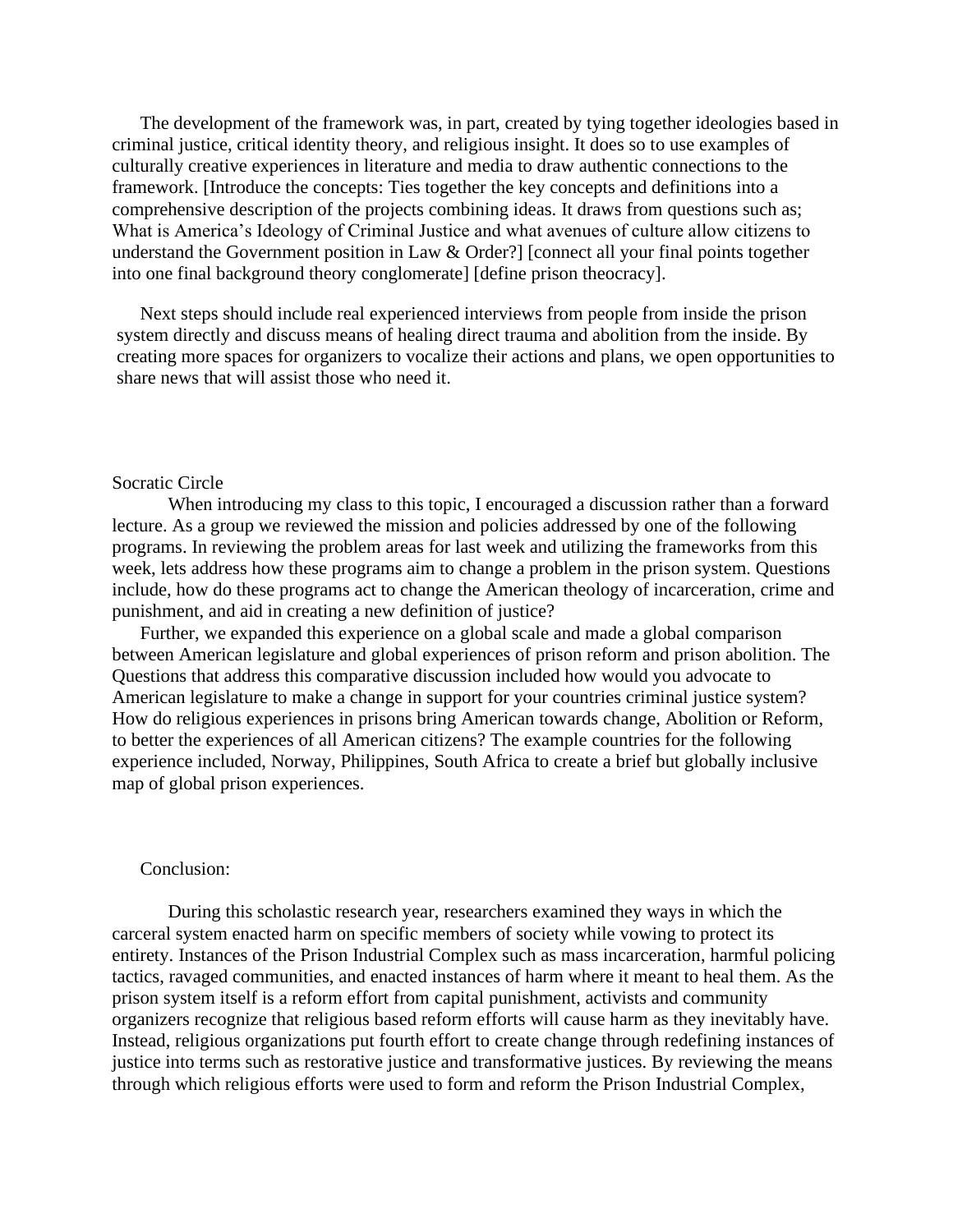The development of the framework was, in part, created by tying together ideologies based in criminal justice, critical identity theory, and religious insight. It does so to use examples of culturally creative experiences in literature and media to draw authentic connections to the framework. [Introduce the concepts: Ties together the key concepts and definitions into a comprehensive description of the projects combining ideas. It draws from questions such as; What is America's Ideology of Criminal Justice and what avenues of culture allow citizens to understand the Government position in Law & Order?] [connect all your final points together into one final background theory conglomerate] [define prison theocracy].

Next steps should include real experienced interviews from people from inside the prison system directly and discuss means of healing direct trauma and abolition from the inside. By creating more spaces for organizers to vocalize their actions and plans, we open opportunities to share news that will assist those who need it.

Socratic Circle

When introducing my class to this topic, I encouraged a discussion rather than a forward lecture. As a group we reviewed the mission and policies addressed by one of the following programs. In reviewing the problem areas for last week and utilizing the frameworks from this week, lets address how these programs aim to change a problem in the prison system. Questions include, how do these programs act to change the American theology of incarceration, crime and punishment, and aid in creating a new definition of justice?

Further, we expanded this experience on a global scale and made a global comparison between American legislature and global experiences of prison reform and prison abolition. The Questions that address this comparative discussion included how would you advocate to American legislature to make a change in support for your countries criminal justice system? How do religious experiences in prisons bring American towards change, Abolition or Reform, to better the experiences of all American citizens? The example countries for the following experience included, Norway, Philippines, South Africa to create a brief but globally inclusive map of global prison experiences.

Conclusion:

During this scholastic research year, researchers examined they ways in which the carceral system enacted harm on specific members of society while vowing to protect its entirety. Instances of the Prison Industrial Complex such as mass incarceration, harmful policing tactics, ravaged communities, and enacted instances of harm where it meant to heal them. As the prison system itself is a reform effort from capital punishment, activists and community organizers recognize that religious based reform efforts will cause harm as they inevitably have. Instead, religious organizations put fourth effort to create change through redefining instances of justice into terms such as restorative justice and transformative justices. By reviewing the means through which religious efforts were used to form and reform the Prison Industrial Complex,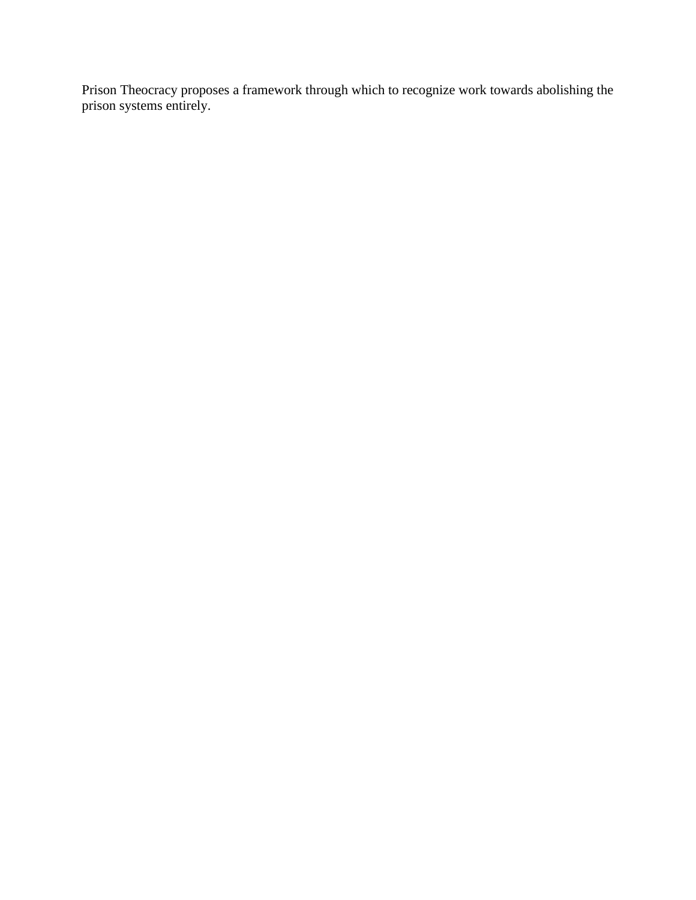Prison Theocracy proposes a framework through which to recognize work towards abolishing the prison systems entirely.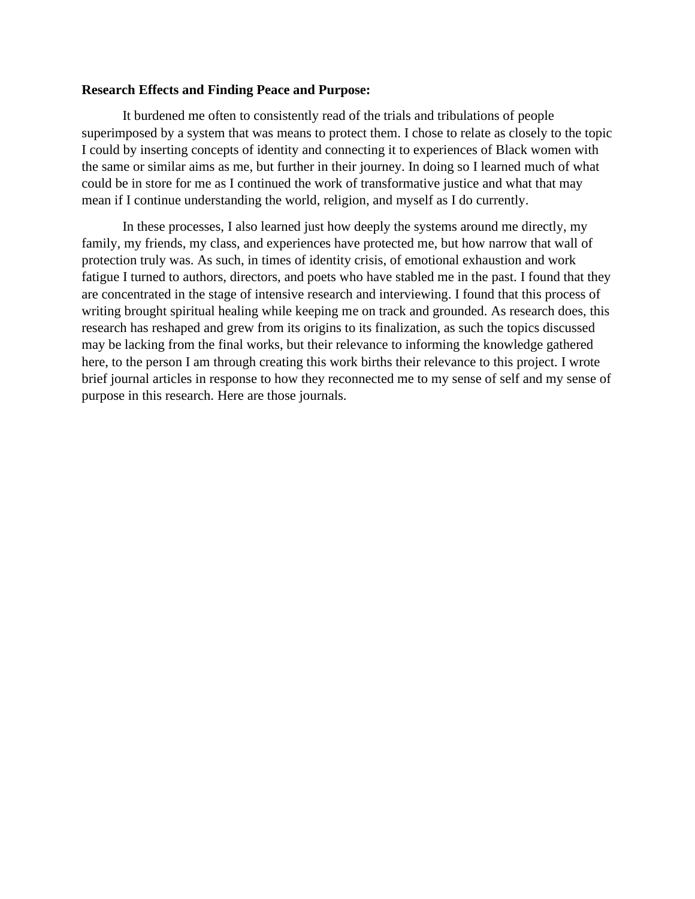**Research Effects and Finding Peace and Purpose:**

It burdened me often to consistently read of the trials and tribulations of people superimposed by a system that was means to protect them. I chose to relate as closely to the topic I could by inserting concepts of identity and connecting it to experiences of Black women with the same or similar aims as me, but further in their journey. In doing so I learned much of what could be in store for me as I continued the work of transformative justice and what that may mean if I continue understanding the world, religion, and myself as I do currently.

In these processes, I also learned just how deeply the systems around me directly, my family, my friends, my class, and experiences have protected me, but how narrow that wall of protection truly was. As such, in times of identity crisis, of emotional exhaustion and work fatigue I turned to authors, directors, and poets who have stabled me in the past. I found that they are concentrated in the stage of intensive research and interviewing. I found that this process of writing brought spiritual healing while keeping me on track and grounded. As research does, this research has reshaped and grew from its origins to its finalization, as such the topics discussed may be lacking from the final works, but their relevance to informing the knowledge gathered here, to the person I am through creating this work births their relevance to this project. I wrote brief journal articles in response to how they reconnected me to my sense of self and my sense of purpose in this research. Here are those journals.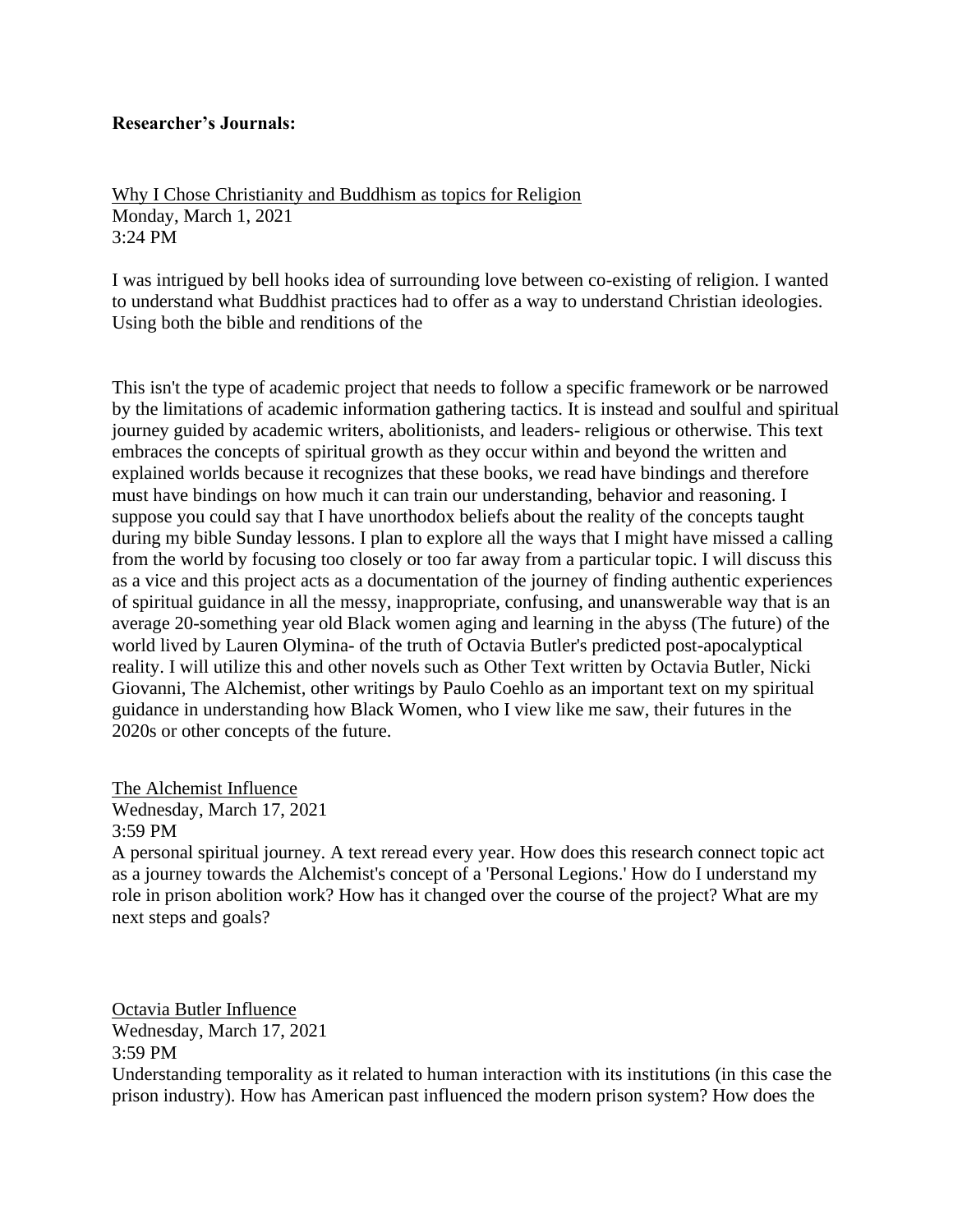**Researcher's Journals:**

<u>Why I Chose Christianity and Buddhism as topics for Religion</u>
Monday, March 1, 2021
3:24 PM

I was intrigued by bell hooks idea of surrounding love between co-existing of religion. I wanted to understand what Buddhist practices had to offer as a way to understand Christian ideologies. Using both the bible and renditions of the

This isn't the type of academic project that needs to follow a specific framework or be narrowed by the limitations of academic information gathering tactics. It is instead and soulful and spiritual journey guided by academic writers, abolitionists, and leaders- religious or otherwise. This text embraces the concepts of spiritual growth as they occur within and beyond the written and explained worlds because it recognizes that these books, we read have bindings and therefore must have bindings on how much it can train our understanding, behavior and reasoning. I suppose you could say that I have unorthodox beliefs about the reality of the concepts taught during my bible Sunday lessons. I plan to explore all the ways that I might have missed a calling from the world by focusing too closely or too far away from a particular topic. I will discuss this as a vice and this project acts as a documentation of the journey of finding authentic experiences of spiritual guidance in all the messy, inappropriate, confusing, and unanswerable way that is an average 20-something year old Black women aging and learning in the abyss (The future) of the world lived by Lauren Olymina- of the truth of Octavia Butler's predicted post-apocalyptical reality. I will utilize this and other novels such as Other Text written by Octavia Butler, Nicki Giovanni, The Alchemist, other writings by Paulo Coehlo as an important text on my spiritual guidance in understanding how Black Women, who I view like me saw, their futures in the 2020s or other concepts of the future.

<u>The Alchemist Influence</u>
Wednesday, March 17, 2021
3:59 PM
A personal spiritual journey. A text reread every year. How does this research connect topic act as a journey towards the Alchemist's concept of a 'Personal Legions.' How do I understand my role in prison abolition work? How has it changed over the course of the project? What are my next steps and goals?

<u>Octavia Butler Influence</u>
Wednesday, March 17, 2021
3:59 PM
Understanding temporality as it related to human interaction with its institutions (in this case the prison industry). How has American past influenced the modern prison system? How does the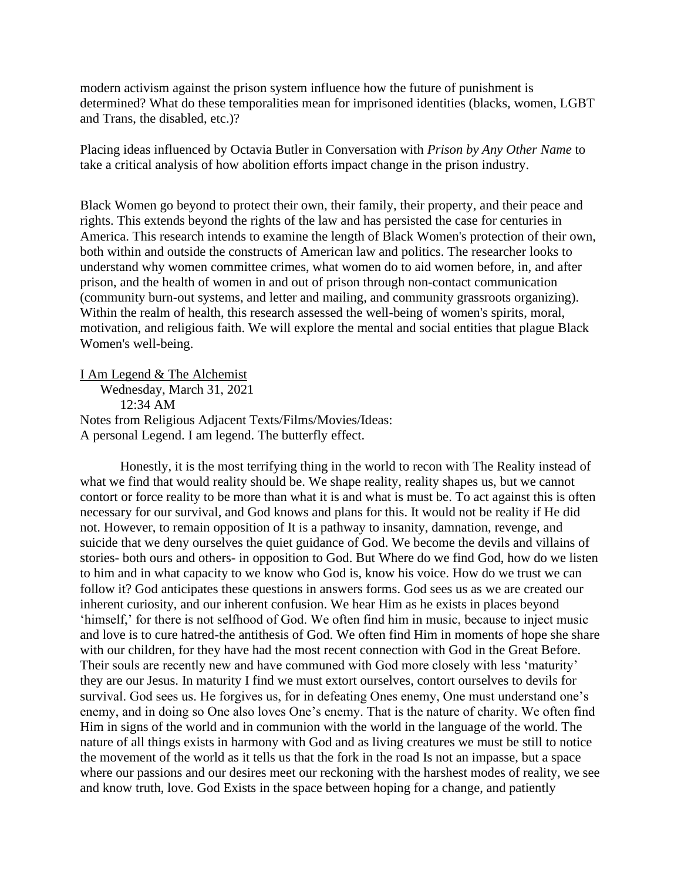modern activism against the prison system influence how the future of punishment is determined? What do these temporalities mean for imprisoned identities (blacks, women, LGBT and Trans, the disabled, etc.)?

Placing ideas influenced by Octavia Butler in Conversation with *Prison by Any Other Name* to take a critical analysis of how abolition efforts impact change in the prison industry.

Black Women go beyond to protect their own, their family, their property, and their peace and rights. This extends beyond the rights of the law and has persisted the case for centuries in America. This research intends to examine the length of Black Women's protection of their own, both within and outside the constructs of American law and politics. The researcher looks to understand why women committee crimes, what women do to aid women before, in, and after prison, and the health of women in and out of prison through non-contact communication (community burn-out systems, and letter and mailing, and community grassroots organizing). Within the realm of health, this research assessed the well-being of women's spirits, moral, motivation, and religious faith. We will explore the mental and social entities that plague Black Women's well-being.

<u>I Am Legend & The Alchemist</u>

Wednesday, March 31, 2021

12:34 AM

Notes from Religious Adjacent Texts/Films/Movies/Ideas:
A personal Legend. I am legend. The butterfly effect.

Honestly, it is the most terrifying thing in the world to recon with The Reality instead of what we find that would reality should be. We shape reality, reality shapes us, but we cannot contort or force reality to be more than what it is and what is must be. To act against this is often necessary for our survival, and God knows and plans for this. It would not be reality if He did not. However, to remain opposition of It is a pathway to insanity, damnation, revenge, and suicide that we deny ourselves the quiet guidance of God. We become the devils and villains of stories- both ours and others- in opposition to God. But Where do we find God, how do we listen to him and in what capacity to we know who God is, know his voice. How do we trust we can follow it? God anticipates these questions in answers forms. God sees us as we are created our inherent curiosity, and our inherent confusion. We hear Him as he exists in places beyond 'himself,' for there is not selfhood of God. We often find him in music, because to inject music and love is to cure hatred-the antithesis of God. We often find Him in moments of hope she share with our children, for they have had the most recent connection with God in the Great Before. Their souls are recently new and have communed with God more closely with less 'maturity' they are our Jesus. In maturity I find we must extort ourselves, contort ourselves to devils for survival. God sees us. He forgives us, for in defeating Ones enemy, One must understand one's enemy, and in doing so One also loves One's enemy. That is the nature of charity. We often find Him in signs of the world and in communion with the world in the language of the world. The nature of all things exists in harmony with God and as living creatures we must be still to notice the movement of the world as it tells us that the fork in the road Is not an impasse, but a space where our passions and our desires meet our reckoning with the harshest modes of reality, we see and know truth, love. God Exists in the space between hoping for a change, and patiently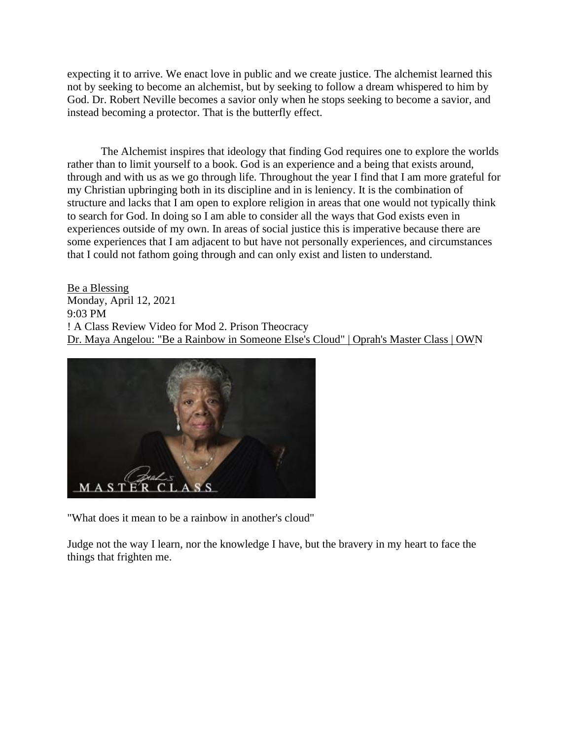expecting it to arrive. We enact love in public and we create justice. The alchemist learned this not by seeking to become an alchemist, but by seeking to follow a dream whispered to him by God. Dr. Robert Neville becomes a savior only when he stops seeking to become a savior, and instead becoming a protector. That is the butterfly effect.

The Alchemist inspires that ideology that finding God requires one to explore the worlds rather than to limit yourself to a book. God is an experience and a being that exists around, through and with us as we go through life. Throughout the year I find that I am more grateful for my Christian upbringing both in its discipline and in is leniency. It is the combination of structure and lacks that I am open to explore religion in areas that one would not typically think to search for God. In doing so I am able to consider all the ways that God exists even in experiences outside of my own. In areas of social justice this is imperative because there are some experiences that I am adjacent to but have not personally experiences, and circumstances that I could not fathom going through and can only exist and listen to understand.

Be a Blessing
Monday, April 12, 2021
9:03 PM
! A Class Review Video for Mod 2. Prison Theocracy
Dr. Maya Angelou: "Be a Rainbow in Someone Else's Cloud" | Oprah's Master Class | OWN

"What does it mean to be a rainbow in another's cloud"

Judge not the way I learn, nor the knowledge I have, but the bravery in my heart to face the things that frighten me.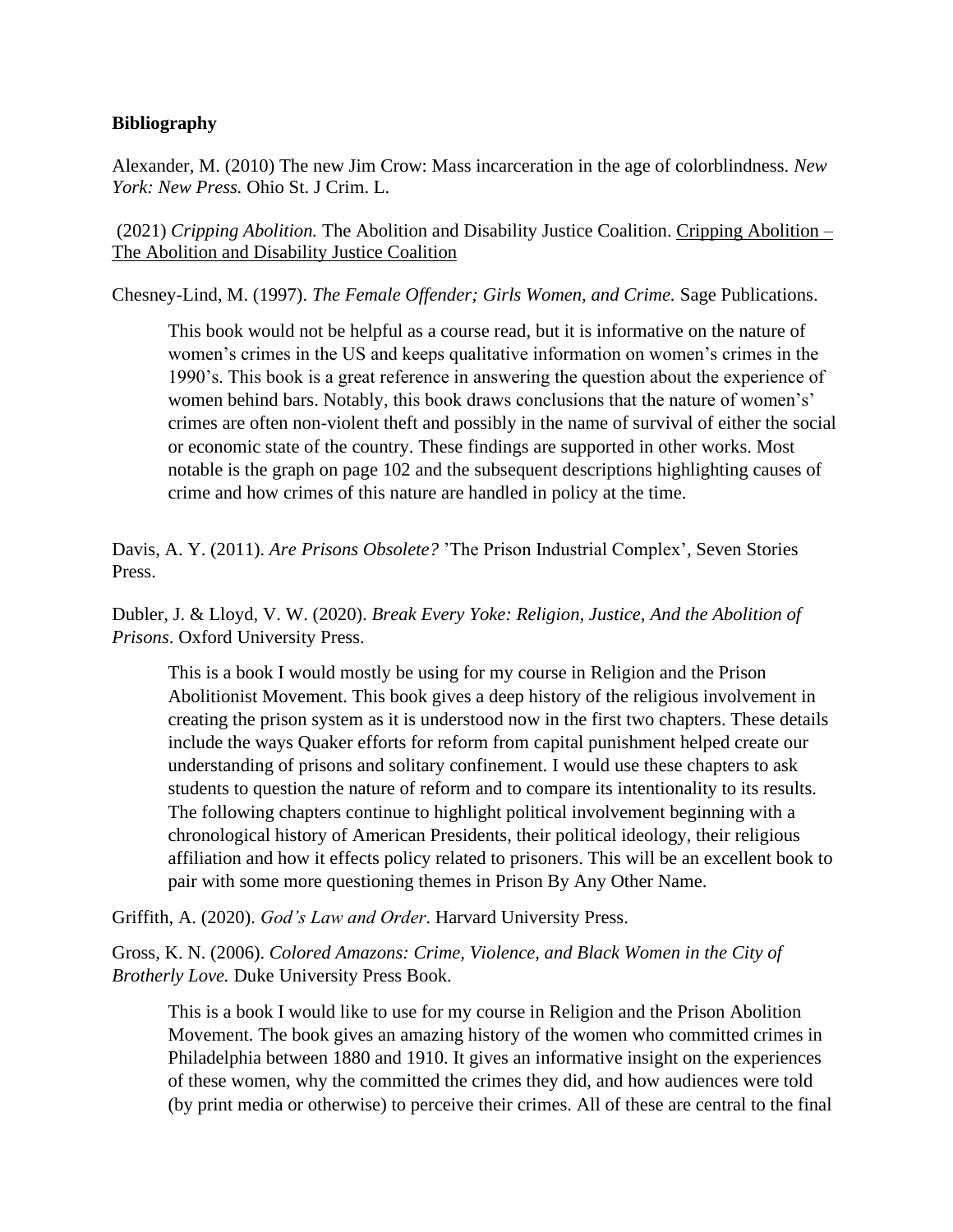**Bibliography**

Alexander, M. (2010) The new Jim Crow: Mass incarceration in the age of colorblindness. *New York: New Press.* Ohio St. J Crim. L.

(2021) *Cripping Abolition.* The Abolition and Disability Justice Coalition. Cripping Abolition – The Abolition and Disability Justice Coalition

Chesney-Lind, M. (1997). *The Female Offender; Girls Women, and Crime.* Sage Publications.

> This book would not be helpful as a course read, but it is informative on the nature of women's crimes in the US and keeps qualitative information on women's crimes in the 1990's. This book is a great reference in answering the question about the experience of women behind bars. Notably, this book draws conclusions that the nature of women's' crimes are often non-violent theft and possibly in the name of survival of either the social or economic state of the country. These findings are supported in other works. Most notable is the graph on page 102 and the subsequent descriptions highlighting causes of crime and how crimes of this nature are handled in policy at the time.

Davis, A. Y. (2011). *Are Prisons Obsolete?* 'The Prison Industrial Complex', Seven Stories Press.

Dubler, J. & Lloyd, V. W. (2020). *Break Every Yoke: Religion, Justice, And the Abolition of Prisons*. Oxford University Press.

> This is a book I would mostly be using for my course in Religion and the Prison Abolitionist Movement. This book gives a deep history of the religious involvement in creating the prison system as it is understood now in the first two chapters. These details include the ways Quaker efforts for reform from capital punishment helped create our understanding of prisons and solitary confinement. I would use these chapters to ask students to question the nature of reform and to compare its intentionality to its results. The following chapters continue to highlight political involvement beginning with a chronological history of American Presidents, their political ideology, their religious affiliation and how it effects policy related to prisoners. This will be an excellent book to pair with some more questioning themes in Prison By Any Other Name.

Griffith, A. (2020). *God's Law and Order*. Harvard University Press.

Gross, K. N. (2006). *Colored Amazons: Crime, Violence, and Black Women in the City of Brotherly Love.* Duke University Press Book.

> This is a book I would like to use for my course in Religion and the Prison Abolition Movement. The book gives an amazing history of the women who committed crimes in Philadelphia between 1880 and 1910. It gives an informative insight on the experiences of these women, why the committed the crimes they did, and how audiences were told (by print media or otherwise) to perceive their crimes. All of these are central to the final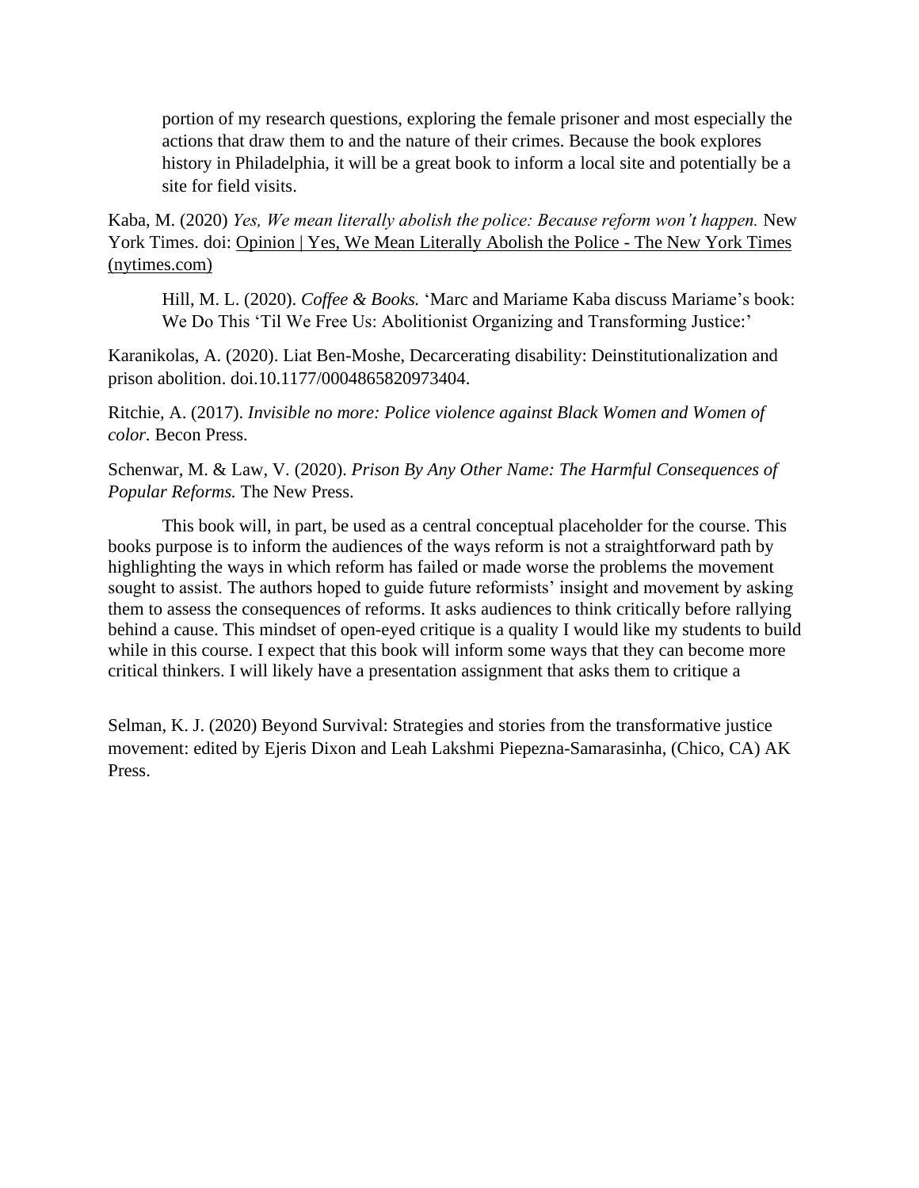portion of my research questions, exploring the female prisoner and most especially the actions that draw them to and the nature of their crimes. Because the book explores history in Philadelphia, it will be a great book to inform a local site and potentially be a site for field visits.

Kaba, M. (2020) *Yes, We mean literally abolish the police: Because reform won't happen.* New York Times. doi: Opinion | Yes, We Mean Literally Abolish the Police - The New York Times (nytimes.com)

Hill, M. L. (2020). *Coffee & Books.* 'Marc and Mariame Kaba discuss Mariame's book: We Do This 'Til We Free Us: Abolitionist Organizing and Transforming Justice:'

Karanikolas, A. (2020). Liat Ben-Moshe, Decarcerating disability: Deinstitutionalization and prison abolition. doi.10.1177/0004865820973404.

Ritchie, A. (2017). *Invisible no more: Police violence against Black Women and Women of color.* Becon Press.

Schenwar, M. & Law, V. (2020). *Prison By Any Other Name: The Harmful Consequences of Popular Reforms.* The New Press.

This book will, in part, be used as a central conceptual placeholder for the course. This books purpose is to inform the audiences of the ways reform is not a straightforward path by highlighting the ways in which reform has failed or made worse the problems the movement sought to assist. The authors hoped to guide future reformists' insight and movement by asking them to assess the consequences of reforms. It asks audiences to think critically before rallying behind a cause. This mindset of open-eyed critique is a quality I would like my students to build while in this course. I expect that this book will inform some ways that they can become more critical thinkers. I will likely have a presentation assignment that asks them to critique a

Selman, K. J. (2020) Beyond Survival: Strategies and stories from the transformative justice movement: edited by Ejeris Dixon and Leah Lakshmi Piepezna-Samarasinha, (Chico, CA) AK Press.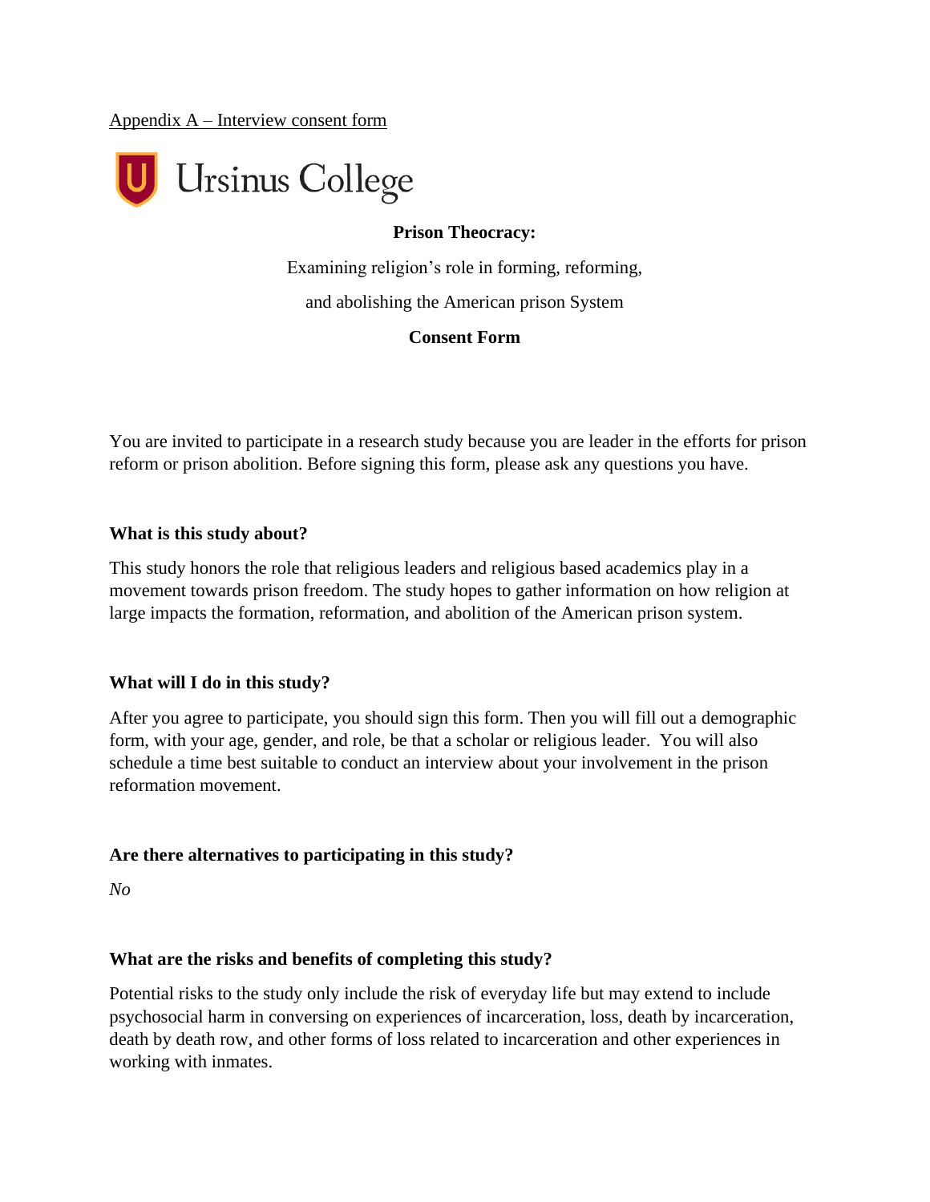Appendix A – Interview consent form

Ursinus College

**Prison Theocracy:**

Examining religion's role in forming, reforming,

and abolishing the American prison System

**Consent Form**

You are invited to participate in a research study because you are leader in the efforts for prison reform or prison abolition. Before signing this form, please ask any questions you have.

**What is this study about?**

This study honors the role that religious leaders and religious based academics play in a movement towards prison freedom. The study hopes to gather information on how religion at large impacts the formation, reformation, and abolition of the American prison system.

**What will I do in this study?**

After you agree to participate, you should sign this form. Then you will fill out a demographic form, with your age, gender, and role, be that a scholar or religious leader. You will also schedule a time best suitable to conduct an interview about your involvement in the prison reformation movement.

**Are there alternatives to participating in this study?**

*No*

**What are the risks and benefits of completing this study?**

Potential risks to the study only include the risk of everyday life but may extend to include psychosocial harm in conversing on experiences of incarceration, loss, death by incarceration, death by death row, and other forms of loss related to incarceration and other experiences in working with inmates.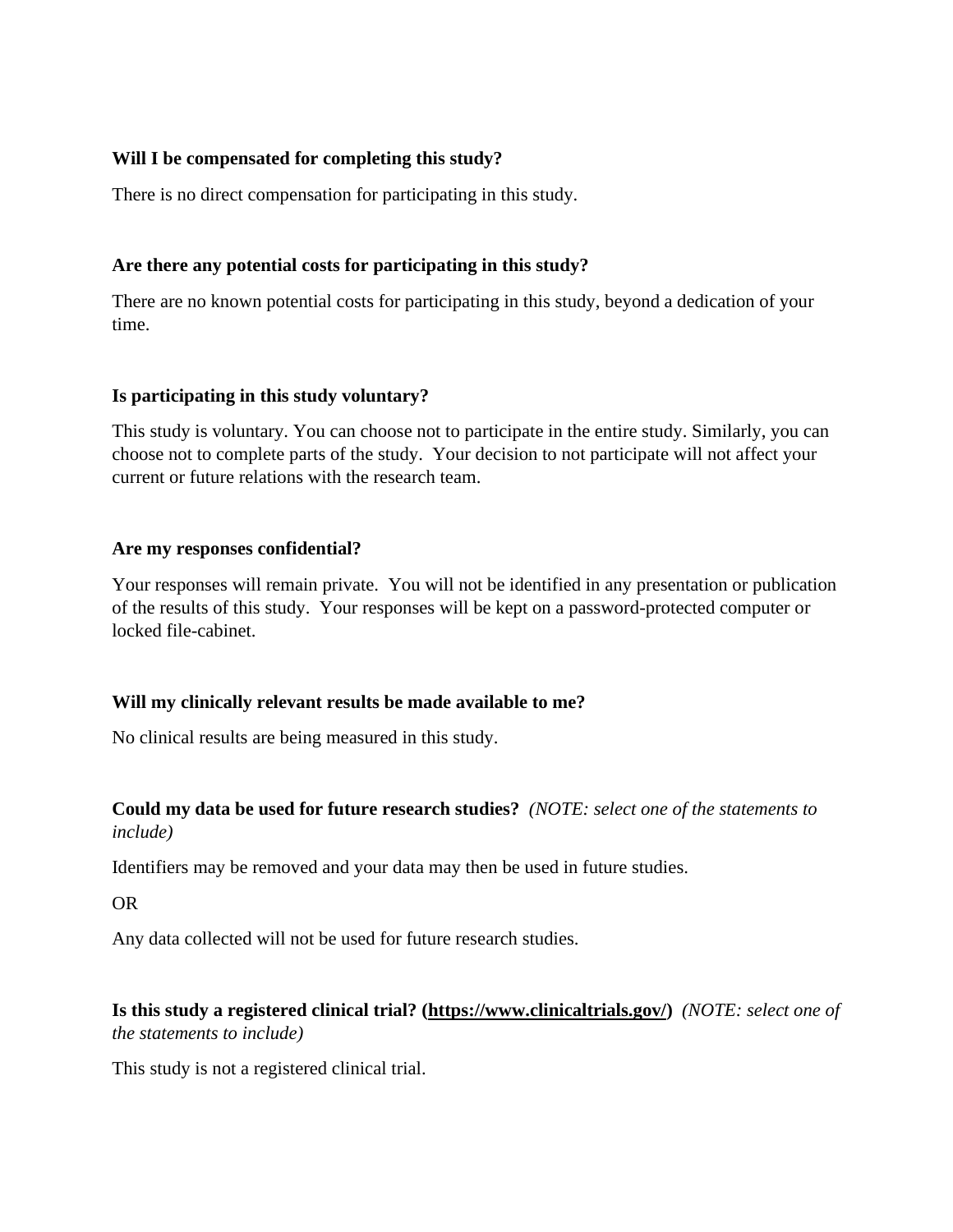**Will I be compensated for completing this study?**

There is no direct compensation for participating in this study.

**Are there any potential costs for participating in this study?**

There are no known potential costs for participating in this study, beyond a dedication of your time.

**Is participating in this study voluntary?**

This study is voluntary. You can choose not to participate in the entire study. Similarly, you can choose not to complete parts of the study. Your decision to not participate will not affect your current or future relations with the research team.

**Are my responses confidential?**

Your responses will remain private. You will not be identified in any presentation or publication of the results of this study. Your responses will be kept on a password-protected computer or locked file-cabinet.

**Will my clinically relevant results be made available to me?**

No clinical results are being measured in this study.

**Could my data be used for future research studies?** *(NOTE: select one of the statements to include)*

Identifiers may be removed and your data may then be used in future studies.

OR

Any data collected will not be used for future research studies.

**Is this study a registered clinical trial? ([https://www.clinicaltrials.gov/](https://www.clinicaltrials.gov/))** *(NOTE: select one of the statements to include)*

This study is not a registered clinical trial.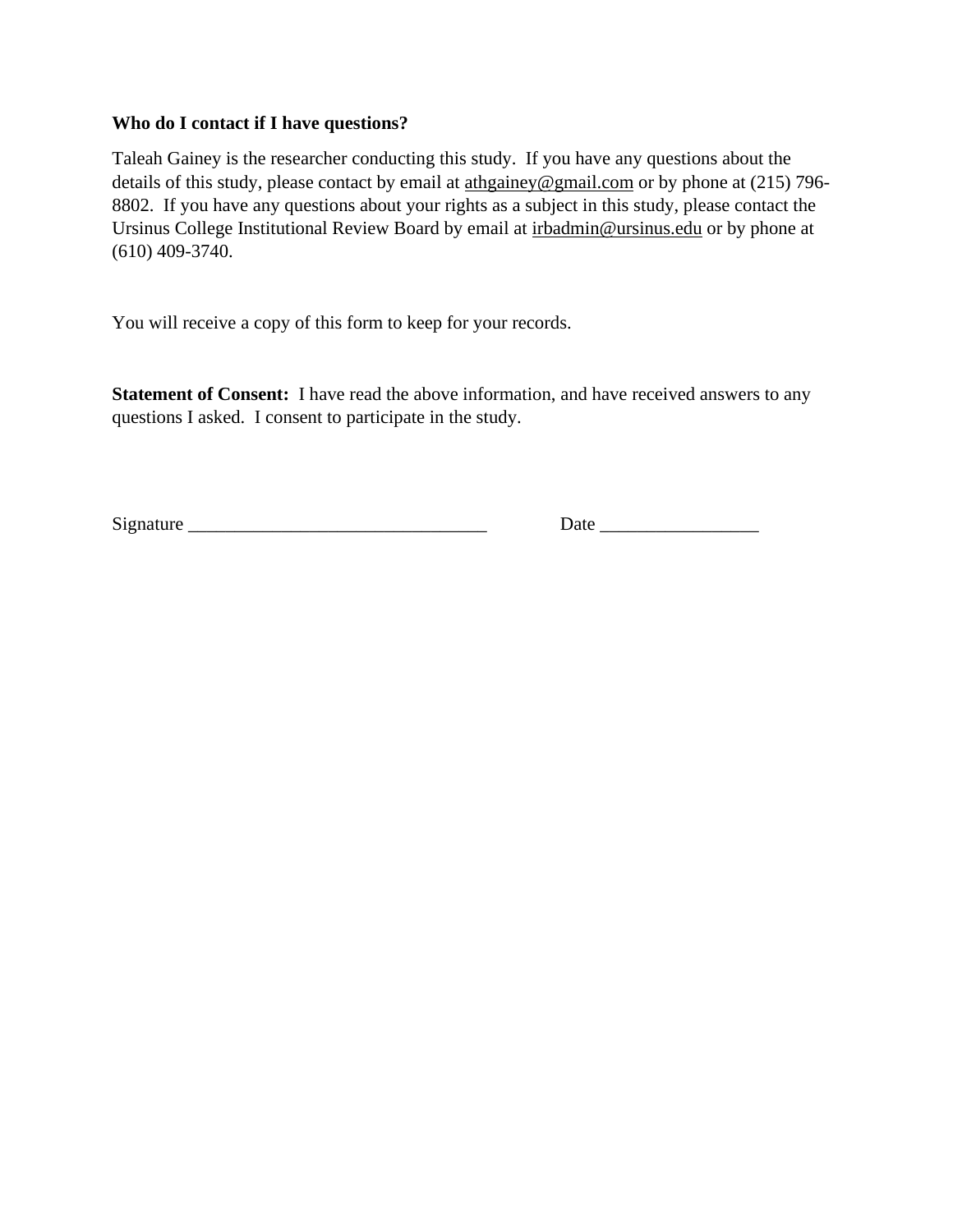**Who do I contact if I have questions?**

Taleah Gainey is the researcher conducting this study. If you have any questions about the details of this study, please contact by email at athgainey@gmail.com or by phone at (215) 796-8802. If you have any questions about your rights as a subject in this study, please contact the Ursinus College Institutional Review Board by email at irbadmin@ursinus.edu or by phone at (610) 409-3740.

You will receive a copy of this form to keep for your records.

**Statement of Consent:** I have read the above information, and have received answers to any questions I asked. I consent to participate in the study.

Signature ________________________________ Date _________________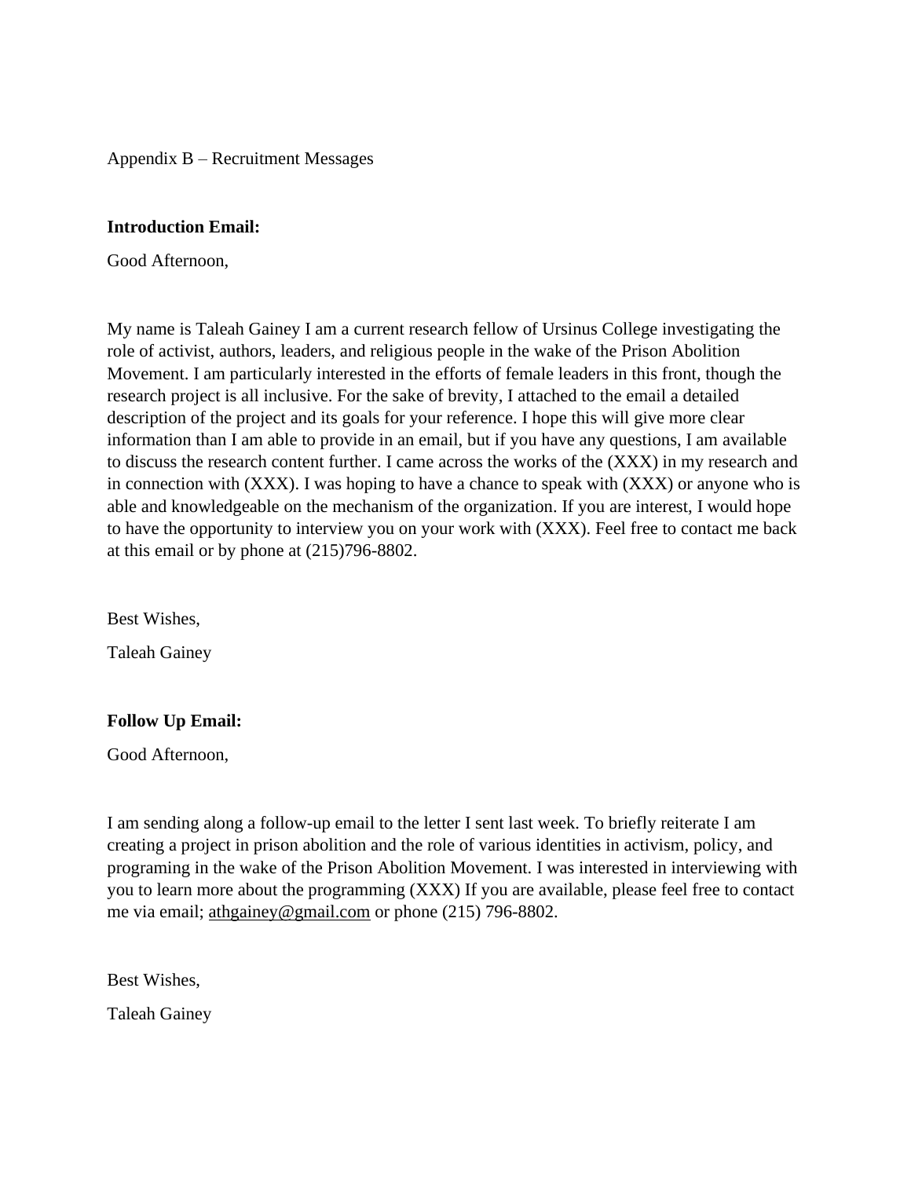Appendix B – Recruitment Messages

**Introduction Email:**

Good Afternoon,

My name is Taleah Gainey I am a current research fellow of Ursinus College investigating the role of activist, authors, leaders, and religious people in the wake of the Prison Abolition Movement. I am particularly interested in the efforts of female leaders in this front, though the research project is all inclusive. For the sake of brevity, I attached to the email a detailed description of the project and its goals for your reference. I hope this will give more clear information than I am able to provide in an email, but if you have any questions, I am available to discuss the research content further. I came across the works of the (XXX) in my research and in connection with (XXX). I was hoping to have a chance to speak with (XXX) or anyone who is able and knowledgeable on the mechanism of the organization. If you are interest, I would hope to have the opportunity to interview you on your work with (XXX). Feel free to contact me back at this email or by phone at (215)796-8802.

Best Wishes,

Taleah Gainey

**Follow Up Email:**

Good Afternoon,

I am sending along a follow-up email to the letter I sent last week. To briefly reiterate I am creating a project in prison abolition and the role of various identities in activism, policy, and programing in the wake of the Prison Abolition Movement. I was interested in interviewing with you to learn more about the programming (XXX) If you are available, please feel free to contact me via email; athgainey@gmail.com or phone (215) 796-8802.

Best Wishes,

Taleah Gainey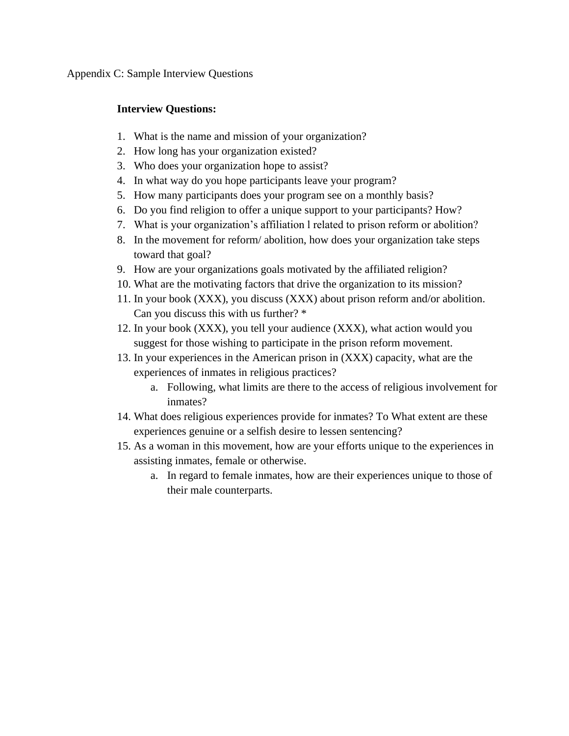Appendix C: Sample Interview Questions

**Interview Questions:**

1. What is the name and mission of your organization?
2. How long has your organization existed?
3. Who does your organization hope to assist?
4. In what way do you hope participants leave your program?
5. How many participants does your program see on a monthly basis?
6. Do you find religion to offer a unique support to your participants? How?
7. What is your organization's affiliation l related to prison reform or abolition?
8. In the movement for reform/ abolition, how does your organization take steps toward that goal?
9. How are your organizations goals motivated by the affiliated religion?
10. What are the motivating factors that drive the organization to its mission?
11. In your book (XXX), you discuss (XXX) about prison reform and/or abolition. Can you discuss this with us further? *
12. In your book (XXX), you tell your audience (XXX), what action would you suggest for those wishing to participate in the prison reform movement.
13. In your experiences in the American prison in (XXX) capacity, what are the experiences of inmates in religious practices?
    a. Following, what limits are there to the access of religious involvement for inmates?
14. What does religious experiences provide for inmates? To What extent are these experiences genuine or a selfish desire to lessen sentencing?
15. As a woman in this movement, how are your efforts unique to the experiences in assisting inmates, female or otherwise.
    a. In regard to female inmates, how are their experiences unique to those of their male counterparts.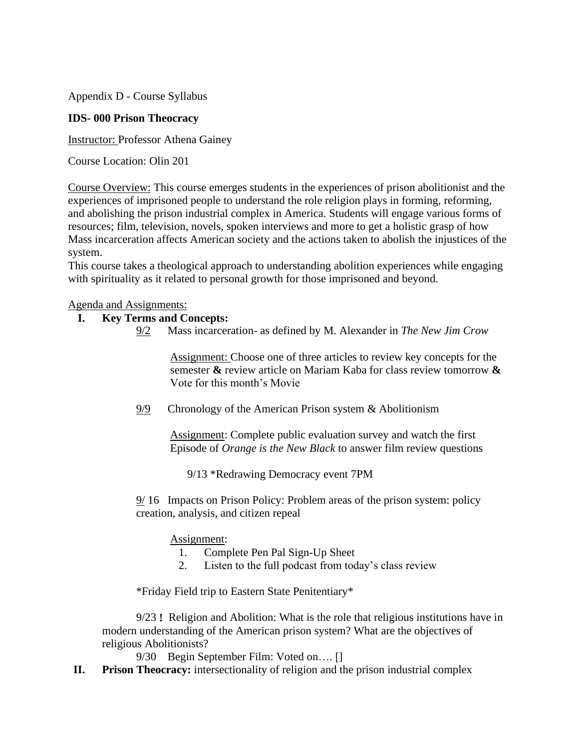Appendix D - Course Syllabus

**IDS- 000 Prison Theocracy**

Instructor: Professor Athena Gainey

Course Location: Olin 201

Course Overview: This course emerges students in the experiences of prison abolitionist and the experiences of imprisoned people to understand the role religion plays in forming, reforming, and abolishing the prison industrial complex in America. Students will engage various forms of resources; film, television, novels, spoken interviews and more to get a holistic grasp of how Mass incarceration affects American society and the actions taken to abolish the injustices of the system.
This course takes a theological approach to understanding abolition experiences while engaging with spirituality as it related to personal growth for those imprisoned and beyond.

Agenda and Assignments:

**I. Key Terms and Concepts:**

9/2 Mass incarceration- as defined by M. Alexander in *The New Jim Crow*

Assignment: Choose one of three articles to review key concepts for the semester **&** review article on Mariam Kaba for class review tomorrow **&** Vote for this month's Movie

9/9 Chronology of the American Prison system & Abolitionism

Assignment: Complete public evaluation survey and watch the first Episode of *Orange is the New Black* to answer film review questions

9/13 *Redrawing Democracy event 7PM

9/ 16 Impacts on Prison Policy: Problem areas of the prison system: policy creation, analysis, and citizen repeal

Assignment:

1. Complete Pen Pal Sign-Up Sheet
2. Listen to the full podcast from today's class review

*Friday Field trip to Eastern State Penitentiary*

9/23 **!** Religion and Abolition: What is the role that religious institutions have in modern understanding of the American prison system? What are the objectives of religious Abolitionists?

9/30 Begin September Film: Voted on…. []

**II. Prison Theocracy:** intersectionality of religion and the prison industrial complex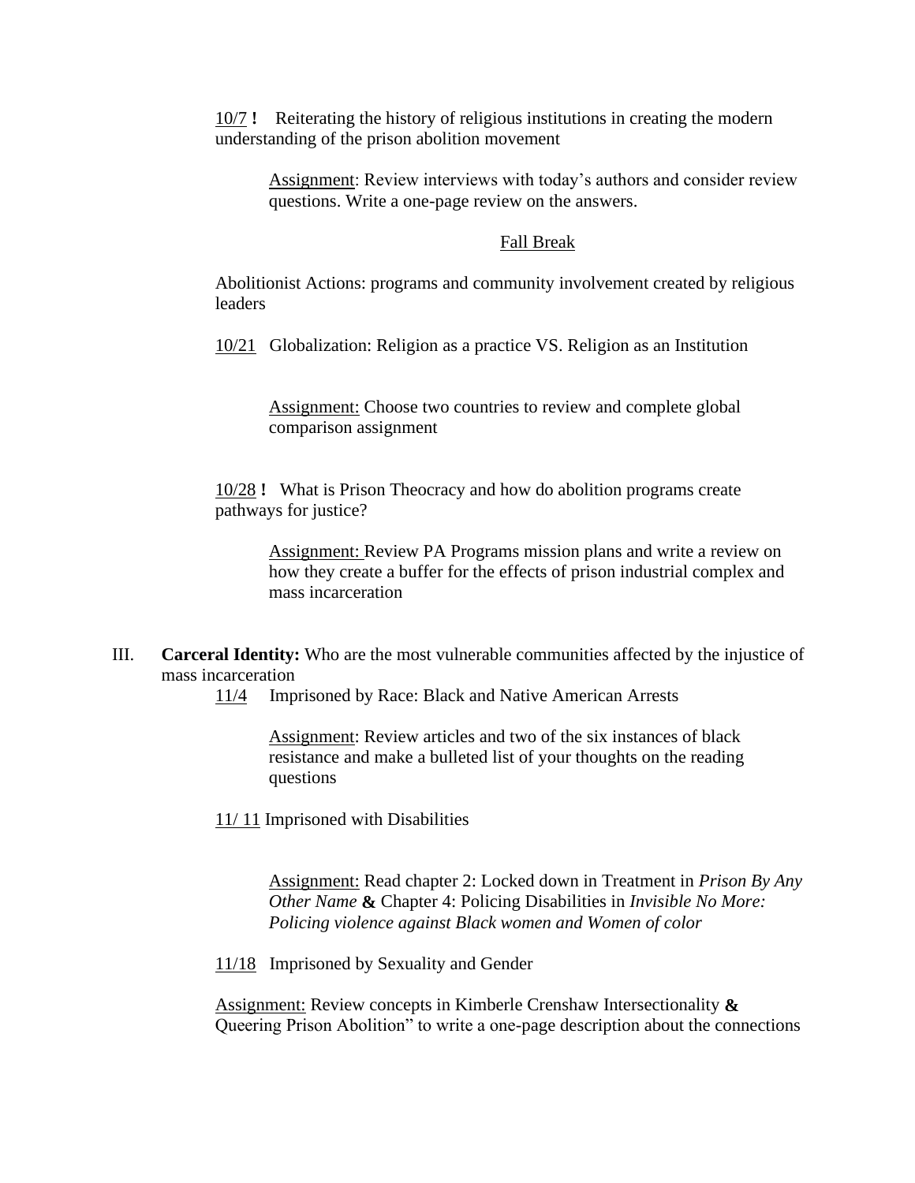10/7 **!** Reiterating the history of religious institutions in creating the modern understanding of the prison abolition movement

> Assignment: Review interviews with today's authors and consider review questions. Write a one-page review on the answers.

Fall Break

Abolitionist Actions: programs and community involvement created by religious leaders

10/21 Globalization: Religion as a practice VS. Religion as an Institution

> Assignment: Choose two countries to review and complete global comparison assignment

10/28 **!** What is Prison Theocracy and how do abolition programs create pathways for justice?

> Assignment: Review PA Programs mission plans and write a review on how they create a buffer for the effects of prison industrial complex and mass incarceration

III. **Carceral Identity:** Who are the most vulnerable communities affected by the injustice of mass incarceration

11/4 Imprisoned by Race: Black and Native American Arrests

> Assignment: Review articles and two of the six instances of black resistance and make a bulleted list of your thoughts on the reading questions

11/ 11 Imprisoned with Disabilities

> Assignment: Read chapter 2: Locked down in Treatment in *Prison By Any Other Name* **&** Chapter 4: Policing Disabilities in *Invisible No More: Policing violence against Black women and Women of color*

11/18 Imprisoned by Sexuality and Gender

Assignment: Review concepts in Kimberle Crenshaw Intersectionality **&** Queering Prison Abolition" to write a one-page description about the connections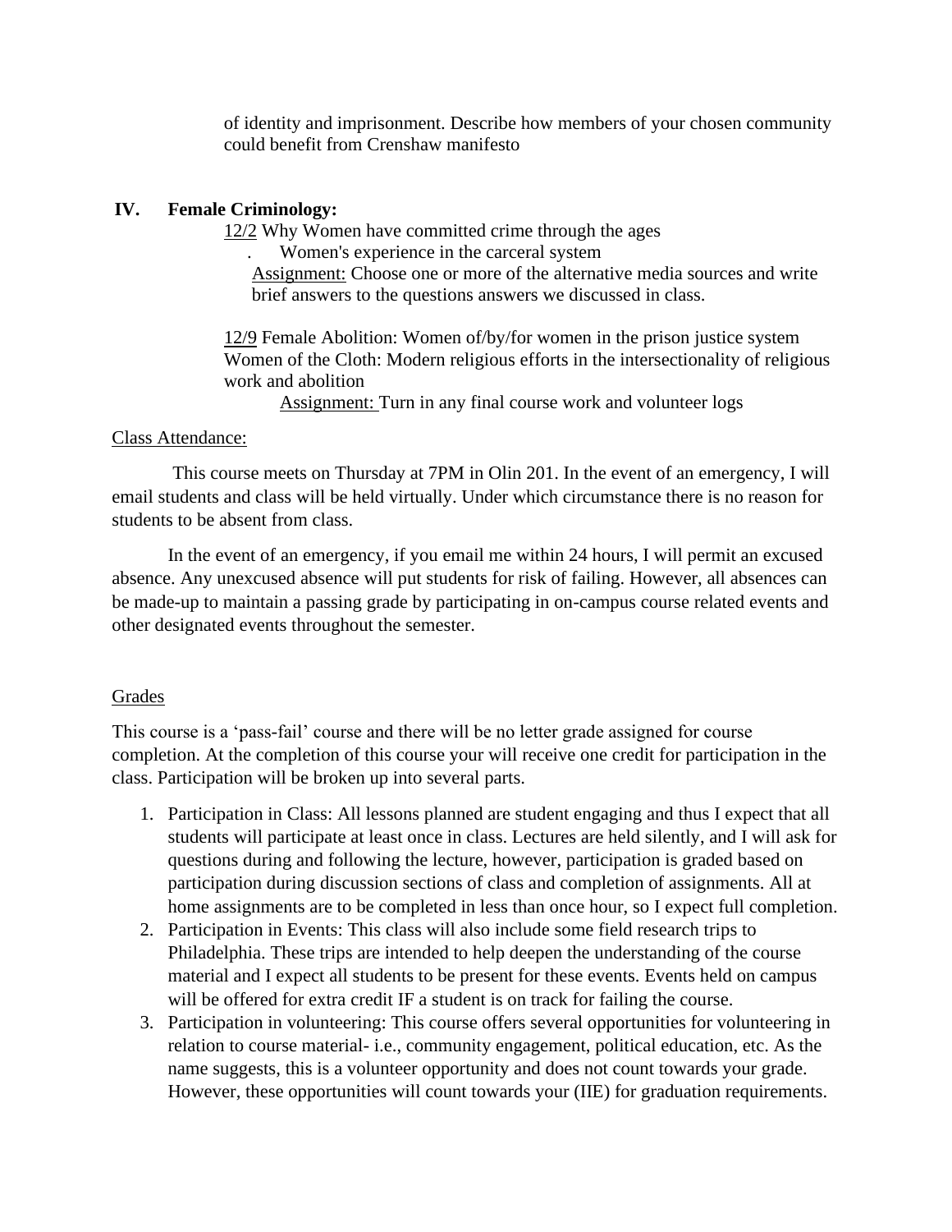of identity and imprisonment. Describe how members of your chosen community could benefit from Crenshaw manifesto

## IV. Female Criminology:

12/2 Why Women have committed crime through the ages

. Women's experience in the carceral system

Assignment: Choose one or more of the alternative media sources and write brief answers to the questions answers we discussed in class.

12/9 Female Abolition: Women of/by/for women in the prison justice system Women of the Cloth: Modern religious efforts in the intersectionality of religious work and abolition

Assignment: Turn in any final course work and volunteer logs

Class Attendance:

This course meets on Thursday at 7PM in Olin 201. In the event of an emergency, I will email students and class will be held virtually. Under which circumstance there is no reason for students to be absent from class.

In the event of an emergency, if you email me within 24 hours, I will permit an excused absence. Any unexcused absence will put students for risk of failing. However, all absences can be made-up to maintain a passing grade by participating in on-campus course related events and other designated events throughout the semester.

Grades

This course is a 'pass-fail' course and there will be no letter grade assigned for course completion. At the completion of this course your will receive one credit for participation in the class. Participation will be broken up into several parts.

1. Participation in Class: All lessons planned are student engaging and thus I expect that all students will participate at least once in class. Lectures are held silently, and I will ask for questions during and following the lecture, however, participation is graded based on participation during discussion sections of class and completion of assignments. All at home assignments are to be completed in less than once hour, so I expect full completion.
2. Participation in Events: This class will also include some field research trips to Philadelphia. These trips are intended to help deepen the understanding of the course material and I expect all students to be present for these events. Events held on campus will be offered for extra credit IF a student is on track for failing the course.
3. Participation in volunteering: This course offers several opportunities for volunteering in relation to course material- i.e., community engagement, political education, etc. As the name suggests, this is a volunteer opportunity and does not count towards your grade. However, these opportunities will count towards your (IIE) for graduation requirements.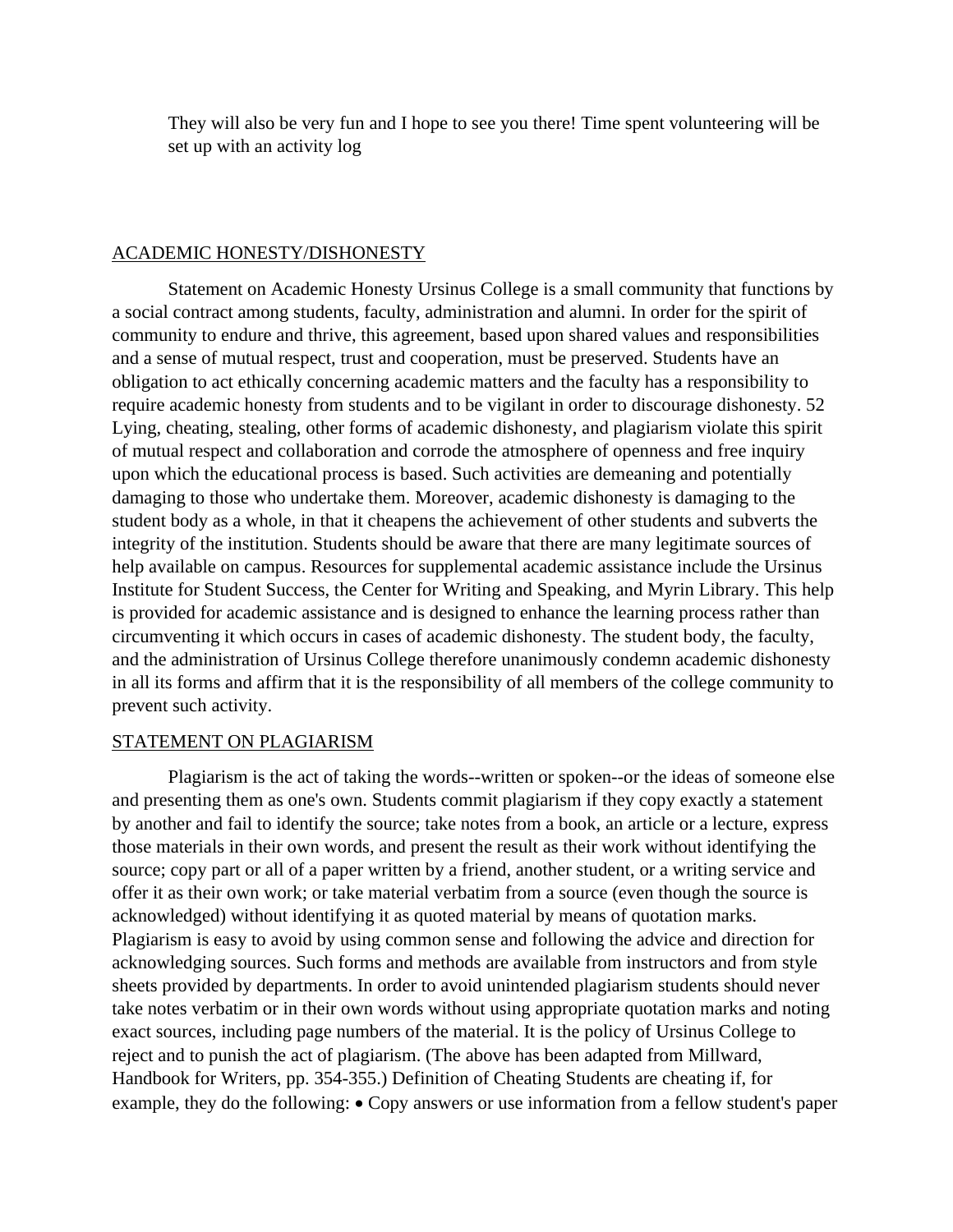They will also be very fun and I hope to see you there! Time spent volunteering will be set up with an activity log

## ACADEMIC HONESTY/DISHONESTY

Statement on Academic Honesty Ursinus College is a small community that functions by a social contract among students, faculty, administration and alumni. In order for the spirit of community to endure and thrive, this agreement, based upon shared values and responsibilities and a sense of mutual respect, trust and cooperation, must be preserved. Students have an obligation to act ethically concerning academic matters and the faculty has a responsibility to require academic honesty from students and to be vigilant in order to discourage dishonesty. 52 Lying, cheating, stealing, other forms of academic dishonesty, and plagiarism violate this spirit of mutual respect and collaboration and corrode the atmosphere of openness and free inquiry upon which the educational process is based. Such activities are demeaning and potentially damaging to those who undertake them. Moreover, academic dishonesty is damaging to the student body as a whole, in that it cheapens the achievement of other students and subverts the integrity of the institution. Students should be aware that there are many legitimate sources of help available on campus. Resources for supplemental academic assistance include the Ursinus Institute for Student Success, the Center for Writing and Speaking, and Myrin Library. This help is provided for academic assistance and is designed to enhance the learning process rather than circumventing it which occurs in cases of academic dishonesty. The student body, the faculty, and the administration of Ursinus College therefore unanimously condemn academic dishonesty in all its forms and affirm that it is the responsibility of all members of the college community to prevent such activity.

## STATEMENT ON PLAGIARISM

Plagiarism is the act of taking the words--written or spoken--or the ideas of someone else and presenting them as one's own. Students commit plagiarism if they copy exactly a statement by another and fail to identify the source; take notes from a book, an article or a lecture, express those materials in their own words, and present the result as their work without identifying the source; copy part or all of a paper written by a friend, another student, or a writing service and offer it as their own work; or take material verbatim from a source (even though the source is acknowledged) without identifying it as quoted material by means of quotation marks. Plagiarism is easy to avoid by using common sense and following the advice and direction for acknowledging sources. Such forms and methods are available from instructors and from style sheets provided by departments. In order to avoid unintended plagiarism students should never take notes verbatim or in their own words without using appropriate quotation marks and noting exact sources, including page numbers of the material. It is the policy of Ursinus College to reject and to punish the act of plagiarism. (The above has been adapted from Millward, Handbook for Writers, pp. 354-355.) Definition of Cheating Students are cheating if, for example, they do the following: • Copy answers or use information from a fellow student's paper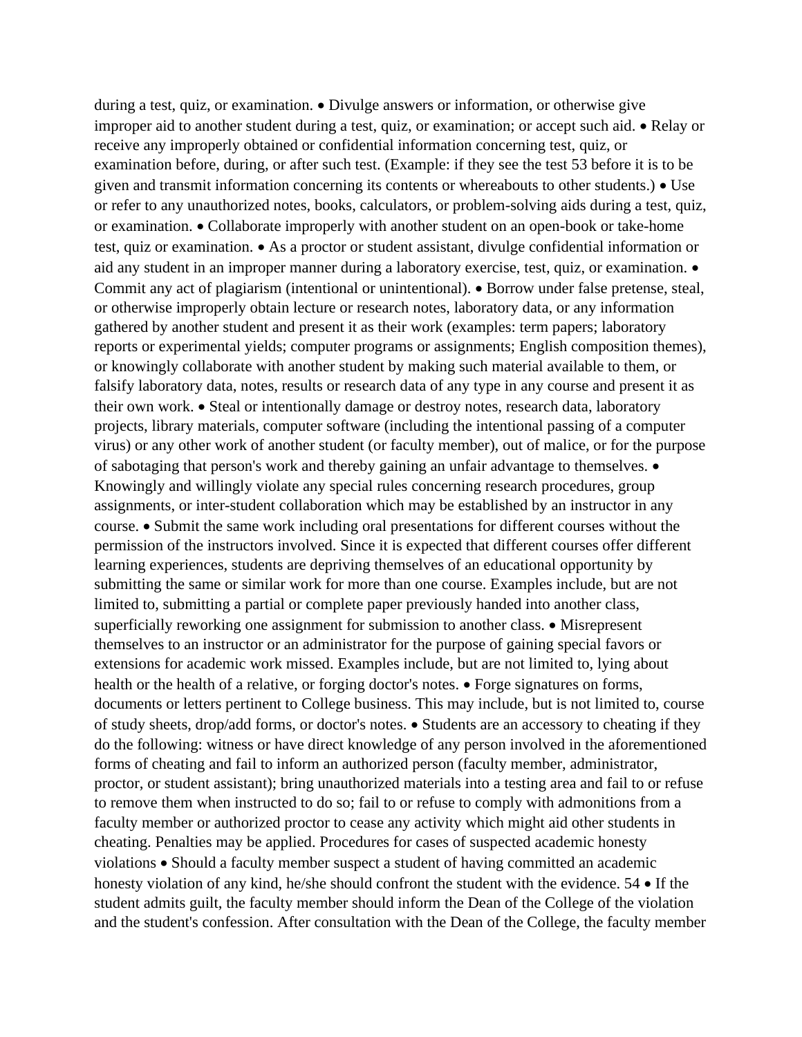during a test, quiz, or examination.

- Divulge answers or information, or otherwise give improper aid to another student during a test, quiz, or examination; or accept such aid.
- Relay or receive any improperly obtained or confidential information concerning test, quiz, or examination before, during, or after such test. (Example: if they see the test before it is to be given and transmit information concerning its contents or whereabouts to other students.)
- Use or refer to any unauthorized notes, books, calculators, or problem-solving aids during a test, quiz, or examination.
- Collaborate improperly with another student on an open-book or take-home test, quiz or examination.
- As a proctor or student assistant, divulge confidential information or aid any student in an improper manner during a laboratory exercise, test, quiz, or examination.
- Commit any act of plagiarism (intentional or unintentional).
- Borrow under false pretense, steal, or otherwise improperly obtain lecture or research notes, laboratory data, or any information gathered by another student and present it as their work (examples: term papers; laboratory reports or experimental yields; computer programs or assignments; English composition themes), or knowingly collaborate with another student by making such material available to them, or falsify laboratory data, notes, results or research data of any type in any course and present it as their own work.
- Steal or intentionally damage or destroy notes, research data, laboratory projects, library materials, computer software (including the intentional passing of a computer virus) or any other work of another student (or faculty member), out of malice, or for the purpose of sabotaging that person's work and thereby gaining an unfair advantage to themselves.
- Knowingly and willingly violate any special rules concerning research procedures, group assignments, or inter-student collaboration which may be established by an instructor in any course.
- Submit the same work including oral presentations for different courses without the permission of the instructors involved. Since it is expected that different courses offer different learning experiences, students are depriving themselves of an educational opportunity by submitting the same or similar work for more than one course. Examples include, but are not limited to, submitting a partial or complete paper previously handed into another class, superficially reworking one assignment for submission to another class.
- Misrepresent themselves to an instructor or an administrator for the purpose of gaining special favors or extensions for academic work missed. Examples include, but are not limited to, lying about health or the health of a relative, or forging doctor's notes.
- Forge signatures on forms, documents or letters pertinent to College business. This may include, but is not limited to, course of study sheets, drop/add forms, or doctor's notes.
- Students are an accessory to cheating if they do the following: witness or have direct knowledge of any person involved in the aforementioned forms of cheating and fail to inform an authorized person (faculty member, administrator, proctor, or student assistant); bring unauthorized materials into a testing area and fail to or refuse to remove them when instructed to do so; fail to or refuse to comply with admonitions from a faculty member or authorized proctor to cease any activity which might aid other students in cheating. Penalties may be applied.

Procedures for cases of suspected academic honesty violations

- Should a faculty member suspect a student of having committed an academic honesty violation of any kind, he/she should confront the student with the evidence.
- If the student admits guilt, the faculty member should inform the Dean of the College of the violation and the student's confession. After consultation with the Dean of the College, the faculty member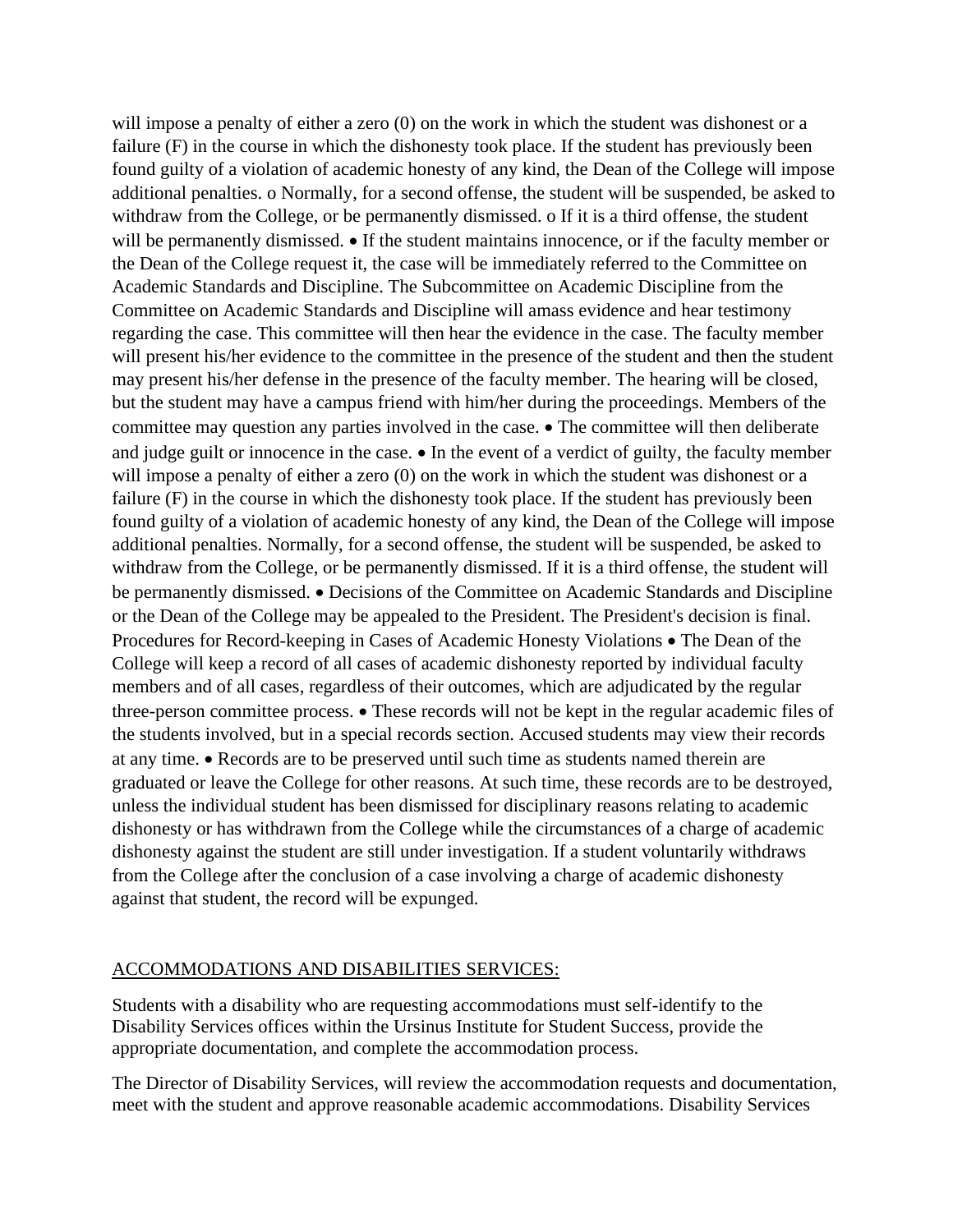will impose a penalty of either a zero (0) on the work in which the student was dishonest or a failure (F) in the course in which the dishonesty took place. If the student has previously been found guilty of a violation of academic honesty of any kind, the Dean of the College will impose additional penalties. o Normally, for a second offense, the student will be suspended, be asked to withdraw from the College, or be permanently dismissed. o If it is a third offense, the student will be permanently dismissed. • If the student maintains innocence, or if the faculty member or the Dean of the College request it, the case will be immediately referred to the Committee on Academic Standards and Discipline. The Subcommittee on Academic Discipline from the Committee on Academic Standards and Discipline will amass evidence and hear testimony regarding the case. This committee will then hear the evidence in the case. The faculty member will present his/her evidence to the committee in the presence of the student and then the student may present his/her defense in the presence of the faculty member. The hearing will be closed, but the student may have a campus friend with him/her during the proceedings. Members of the committee may question any parties involved in the case. • The committee will then deliberate and judge guilt or innocence in the case. • In the event of a verdict of guilty, the faculty member will impose a penalty of either a zero (0) on the work in which the student was dishonest or a failure (F) in the course in which the dishonesty took place. If the student has previously been found guilty of a violation of academic honesty of any kind, the Dean of the College will impose additional penalties. Normally, for a second offense, the student will be suspended, be asked to withdraw from the College, or be permanently dismissed. If it is a third offense, the student will be permanently dismissed. • Decisions of the Committee on Academic Standards and Discipline or the Dean of the College may be appealed to the President. The President's decision is final. Procedures for Record-keeping in Cases of Academic Honesty Violations • The Dean of the College will keep a record of all cases of academic dishonesty reported by individual faculty members and of all cases, regardless of their outcomes, which are adjudicated by the regular three-person committee process. • These records will not be kept in the regular academic files of the students involved, but in a special records section. Accused students may view their records at any time. • Records are to be preserved until such time as students named therein are graduated or leave the College for other reasons. At such time, these records are to be destroyed, unless the individual student has been dismissed for disciplinary reasons relating to academic dishonesty or has withdrawn from the College while the circumstances of a charge of academic dishonesty against the student are still under investigation. If a student voluntarily withdraws from the College after the conclusion of a case involving a charge of academic dishonesty against that student, the record will be expunged.

## ACCOMMODATIONS AND DISABILITIES SERVICES:

Students with a disability who are requesting accommodations must self-identify to the Disability Services offices within the Ursinus Institute for Student Success, provide the appropriate documentation, and complete the accommodation process.

The Director of Disability Services, will review the accommodation requests and documentation, meet with the student and approve reasonable academic accommodations. Disability Services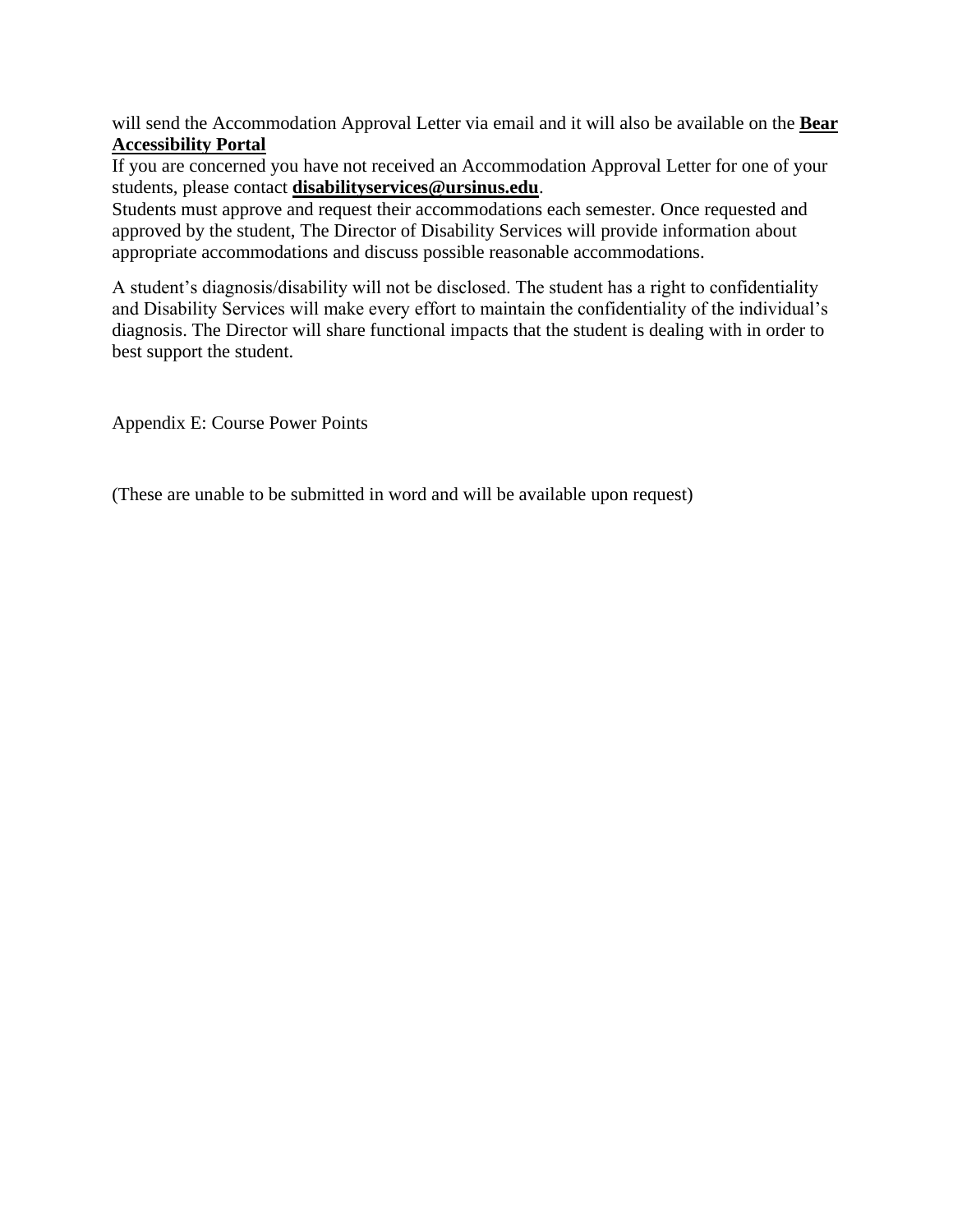will send the Accommodation Approval Letter via email and it will also be available on the **Bear Accessibility Portal**

If you are concerned you have not received an Accommodation Approval Letter for one of your students, please contact **disabilityservices@ursinus.edu**.

Students must approve and request their accommodations each semester. Once requested and approved by the student, The Director of Disability Services will provide information about appropriate accommodations and discuss possible reasonable accommodations.

A student's diagnosis/disability will not be disclosed. The student has a right to confidentiality and Disability Services will make every effort to maintain the confidentiality of the individual's diagnosis. The Director will share functional impacts that the student is dealing with in order to best support the student.

Appendix E: Course Power Points

(These are unable to be submitted in word and will be available upon request)